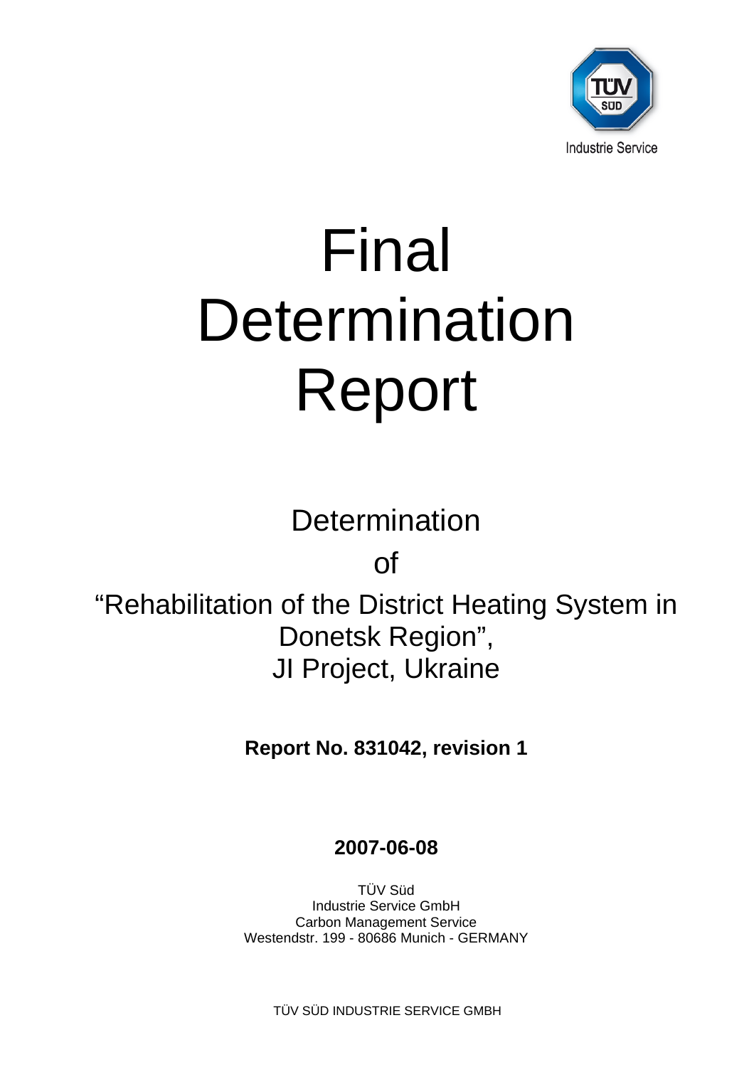Industrie Service

# Final Determination Report

Determination

of

"Rehabilitation of the District Heating System in Donetsk Region",
JI Project, Ukraine

**Report No. 831042, revision 1**

**2007-06-08**

TÜV Süd
Industrie Service GmbH
Carbon Management Service
Westendstr. 199 - 80686 Munich - GERMANY

TÜV SÜD INDUSTRIE SERVICE GMBH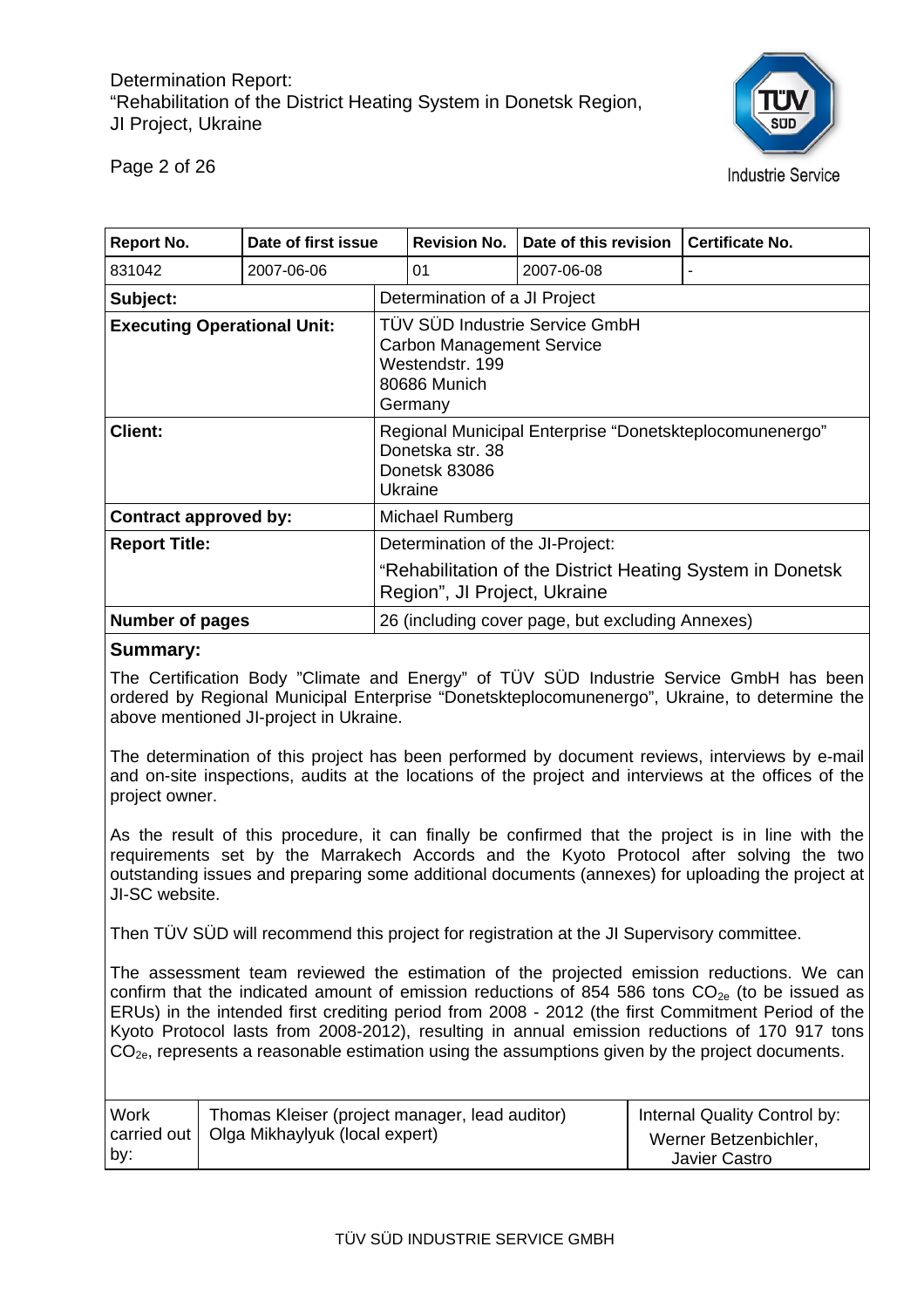| Report No. | Date of first issue | Revision No. | Date of this revision | Certificate No. |
|---|---|---|---|---|
| 831042 | 2007-06-06 | 01 | 2007-06-08 | - |
| **Subject:** | Determination of a JI Project | | | |
| **Executing Operational Unit:** | TÜV SÜD Industrie Service GmbH<br>Carbon Management Service<br>Westendstr. 199<br>80686 Munich<br>Germany | | | |
| **Client:** | Regional Municipal Enterprise “Donetskteplocomunenergo”<br>Donetska str. 38<br>Donetsk 83086<br>Ukraine | | | |
| **Contract approved by:** | Michael Rumberg | | | |
| **Report Title:** | Determination of the JI-Project:<br>“Rehabilitation of the District Heating System in Donetsk Region”, JI Project, Ukraine | | | |
| **Number of pages** | 26 (including cover page, but excluding Annexes) | | | |

**Summary:**

The Certification Body "Climate and Energy" of TÜV SÜD Industrie Service GmbH has been ordered by Regional Municipal Enterprise “Donetskteplocomunenergo”, Ukraine, to determine the above mentioned JI-project in Ukraine.

The determination of this project has been performed by document reviews, interviews by e-mail and on-site inspections, audits at the locations of the project and interviews at the offices of the project owner.

As the result of this procedure, it can finally be confirmed that the project is in line with the requirements set by the Marrakech Accords and the Kyoto Protocol after solving the two outstanding issues and preparing some additional documents (annexes) for uploading the project at JI-SC website.

Then TÜV SÜD will recommend this project for registration at the JI Supervisory committee.

The assessment team reviewed the estimation of the projected emission reductions. We can confirm that the indicated amount of emission reductions of 854 586 tons $CO_{2e}$ (to be issued as ERUs) in the intended first crediting period from 2008 - 2012 (the first Commitment Period of the Kyoto Protocol lasts from 2008-2012), resulting in annual emission reductions of 170 917 tons $CO_{2e}$, represents a reasonable estimation using the assumptions given by the project documents.

| Work carried out by: | Thomas Kleiser (project manager, lead auditor)<br>Olga Mikhaylyuk (local expert) | Internal Quality Control by:<br>Werner Betzenbichler,<br>Javier Castro |
|---|---|---|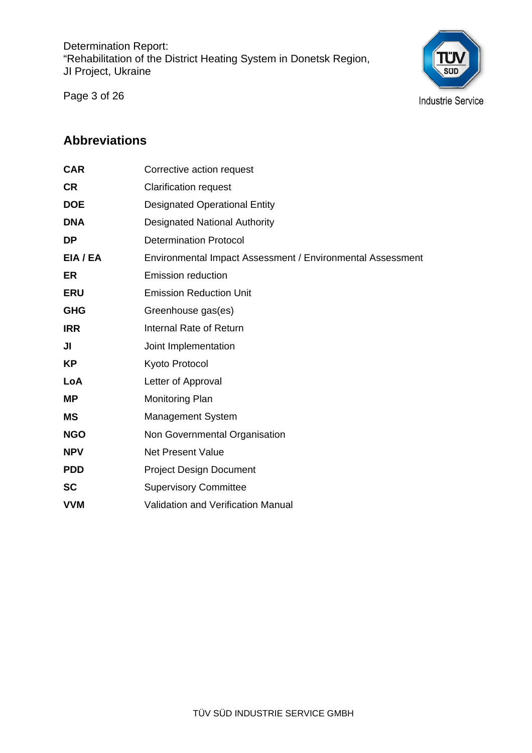## Abbreviations

| | |
|---|---|
| **CAR** | Corrective action request |
| **CR** | Clarification request |
| **DOE** | Designated Operational Entity |
| **DNA** | Designated National Authority |
| **DP** | Determination Protocol |
| **EIA / EA** | Environmental Impact Assessment / Environmental Assessment |
| **ER** | Emission reduction |
| **ERU** | Emission Reduction Unit |
| **GHG** | Greenhouse gas(es) |
| **IRR** | Internal Rate of Return |
| **JI** | Joint Implementation |
| **KP** | Kyoto Protocol |
| **LoA** | Letter of Approval |
| **MP** | Monitoring Plan |
| **MS** | Management System |
| **NGO** | Non Governmental Organisation |
| **NPV** | Net Present Value |
| **PDD** | Project Design Document |
| **SC** | Supervisory Committee |
| **VVM** | Validation and Verification Manual |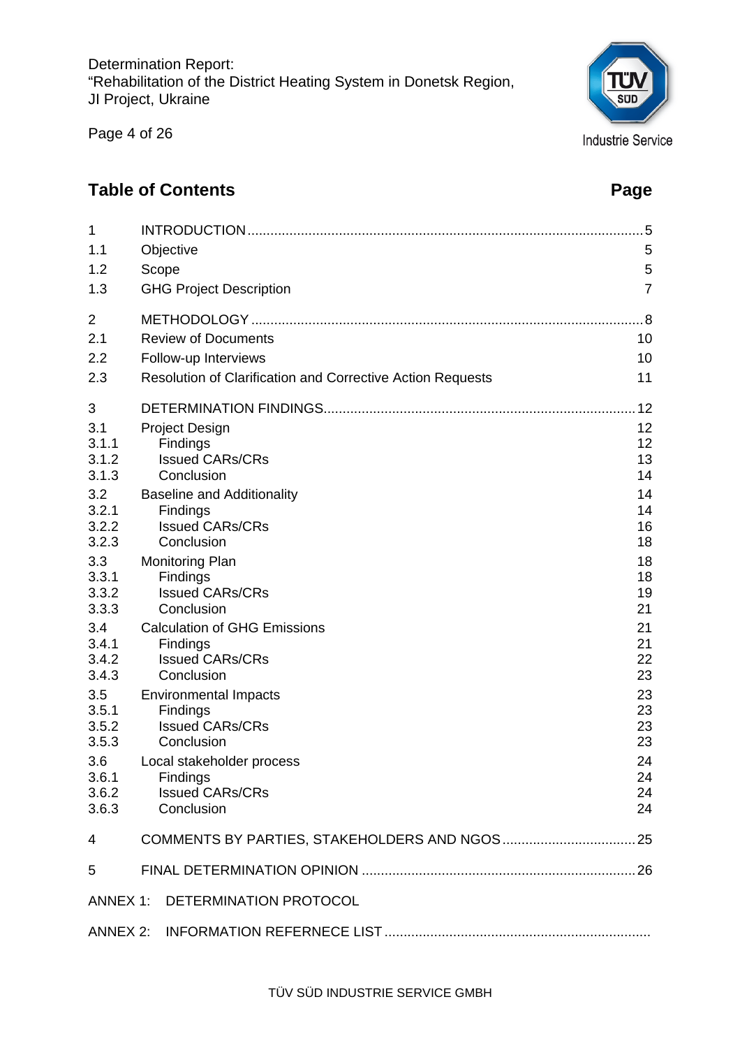## Table of Contents

| | | Page |
|---|---|---|
| 1 | INTRODUCTION | 5 |
| 1.1 | Objective | 5 |
| 1.2 | Scope | 5 |
| 1.3 | GHG Project Description | 7 |
| 2 | METHODOLOGY | 8 |
| 2.1 | Review of Documents | 10 |
| 2.2 | Follow-up Interviews | 10 |
| 2.3 | Resolution of Clarification and Corrective Action Requests | 11 |
| 3 | DETERMINATION FINDINGS | 12 |
| 3.1 | Project Design | 12 |
| 3.1.1 | Findings | 12 |
| 3.1.2 | Issued CARs/CRs | 13 |
| 3.1.3 | Conclusion | 14 |
| 3.2 | Baseline and Additionality | 14 |
| 3.2.1 | Findings | 14 |
| 3.2.2 | Issued CARs/CRs | 16 |
| 3.2.3 | Conclusion | 18 |
| 3.3 | Monitoring Plan | 18 |
| 3.3.1 | Findings | 18 |
| 3.3.2 | Issued CARs/CRs | 19 |
| 3.3.3 | Conclusion | 21 |
| 3.4 | Calculation of GHG Emissions | 21 |
| 3.4.1 | Findings | 21 |
| 3.4.2 | Issued CARs/CRs | 22 |
| 3.4.3 | Conclusion | 23 |
| 3.5 | Environmental Impacts | 23 |
| 3.5.1 | Findings | 23 |
| 3.5.2 | Issued CARs/CRs | 23 |
| 3.5.3 | Conclusion | 23 |
| 3.6 | Local stakeholder process | 24 |
| 3.6.1 | Findings | 24 |
| 3.6.2 | Issued CARs/CRs | 24 |
| 3.6.3 | Conclusion | 24 |
| 4 | COMMENTS BY PARTIES, STAKEHOLDERS AND NGOS | 25 |
| 5 | FINAL DETERMINATION OPINION | 26 |
| ANNEX 1: | DETERMINATION PROTOCOL | |
| ANNEX 2: | INFORMATION REFERNECE LIST | |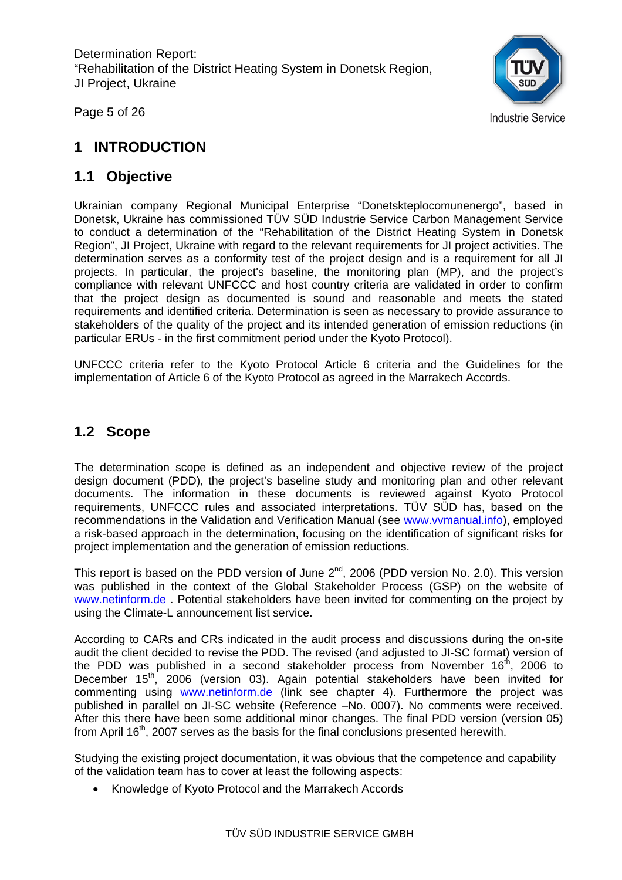# 1 INTRODUCTION

## 1.1 Objective

Ukrainian company Regional Municipal Enterprise "Donetskteplocomunenergo", based in Donetsk, Ukraine has commissioned TÜV SÜD Industrie Service Carbon Management Service to conduct a determination of the "Rehabilitation of the District Heating System in Donetsk Region", JI Project, Ukraine with regard to the relevant requirements for JI project activities. The determination serves as a conformity test of the project design and is a requirement for all JI projects. In particular, the project's baseline, the monitoring plan (MP), and the project's compliance with relevant UNFCCC and host country criteria are validated in order to confirm that the project design as documented is sound and reasonable and meets the stated requirements and identified criteria. Determination is seen as necessary to provide assurance to stakeholders of the quality of the project and its intended generation of emission reductions (in particular ERUs - in the first commitment period under the Kyoto Protocol).

UNFCCC criteria refer to the Kyoto Protocol Article 6 criteria and the Guidelines for the implementation of Article 6 of the Kyoto Protocol as agreed in the Marrakech Accords.

## 1.2 Scope

The determination scope is defined as an independent and objective review of the project design document (PDD), the project's baseline study and monitoring plan and other relevant documents. The information in these documents is reviewed against Kyoto Protocol requirements, UNFCCC rules and associated interpretations. TÜV SÜD has, based on the recommendations in the Validation and Verification Manual (see www.vvmanual.info), employed a risk-based approach in the determination, focusing on the identification of significant risks for project implementation and the generation of emission reductions.

This report is based on the PDD version of June 2nd, 2006 (PDD version No. 2.0). This version was published in the context of the Global Stakeholder Process (GSP) on the website of www.netinform.de . Potential stakeholders have been invited for commenting on the project by using the Climate-L announcement list service.

According to CARs and CRs indicated in the audit process and discussions during the on-site audit the client decided to revise the PDD. The revised (and adjusted to JI-SC format) version of the PDD was published in a second stakeholder process from November 16th, 2006 to December 15th, 2006 (version 03). Again potential stakeholders have been invited for commenting using www.netinform.de (link see chapter 4). Furthermore the project was published in parallel on JI-SC website (Reference –No. 0007). No comments were received. After this there have been some additional minor changes. The final PDD version (version 05) from April 16th, 2007 serves as the basis for the final conclusions presented herewith.

Studying the existing project documentation, it was obvious that the competence and capability of the validation team has to cover at least the following aspects:

- Knowledge of Kyoto Protocol and the Marrakech Accords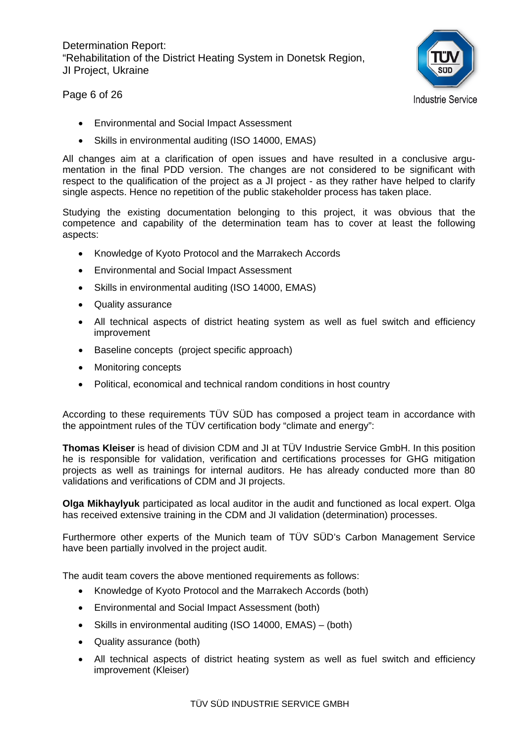- Environmental and Social Impact Assessment
- Skills in environmental auditing (ISO 14000, EMAS)

All changes aim at a clarification of open issues and have resulted in a conclusive argumentation in the final PDD version. The changes are not considered to be significant with respect to the qualification of the project as a JI project - as they rather have helped to clarify single aspects. Hence no repetition of the public stakeholder process has taken place.

Studying the existing documentation belonging to this project, it was obvious that the competence and capability of the determination team has to cover at least the following aspects:

- Knowledge of Kyoto Protocol and the Marrakech Accords
- Environmental and Social Impact Assessment
- Skills in environmental auditing (ISO 14000, EMAS)
- Quality assurance
- All technical aspects of district heating system as well as fuel switch and efficiency improvement
- Baseline concepts (project specific approach)
- Monitoring concepts
- Political, economical and technical random conditions in host country

According to these requirements TÜV SÜD has composed a project team in accordance with the appointment rules of the TÜV certification body "climate and energy":

**Thomas Kleiser** is head of division CDM and JI at TÜV Industrie Service GmbH. In this position he is responsible for validation, verification and certifications processes for GHG mitigation projects as well as trainings for internal auditors. He has already conducted more than 80 validations and verifications of CDM and JI projects.

**Olga Mikhaylyuk** participated as local auditor in the audit and functioned as local expert. Olga has received extensive training in the CDM and JI validation (determination) processes.

Furthermore other experts of the Munich team of TÜV SÜD's Carbon Management Service have been partially involved in the project audit.

The audit team covers the above mentioned requirements as follows:

- Knowledge of Kyoto Protocol and the Marrakech Accords (both)
- Environmental and Social Impact Assessment (both)
- Skills in environmental auditing (ISO 14000, EMAS) – (both)
- Quality assurance (both)
- All technical aspects of district heating system as well as fuel switch and efficiency improvement (Kleiser)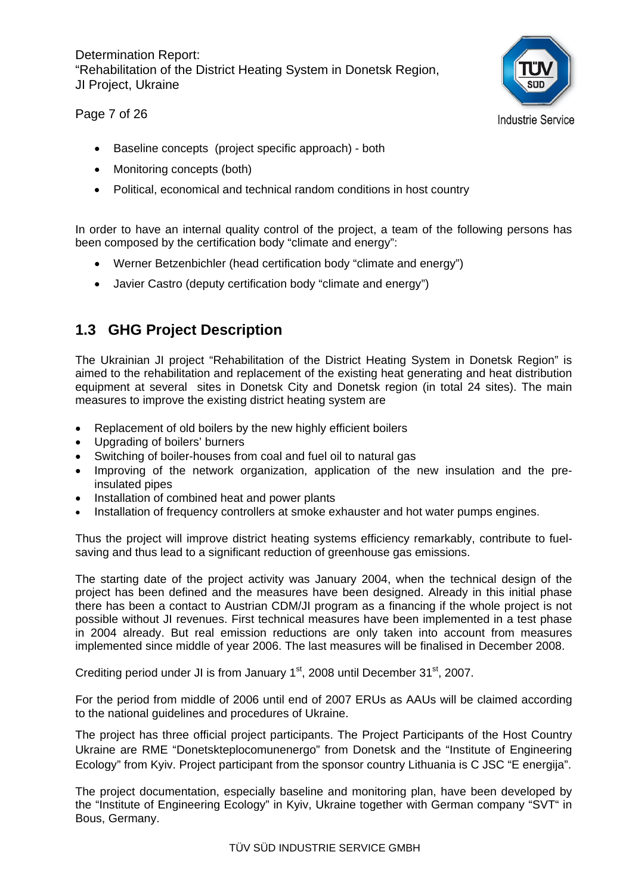- Baseline concepts (project specific approach) - both
- Monitoring concepts (both)
- Political, economical and technical random conditions in host country

In order to have an internal quality control of the project, a team of the following persons has been composed by the certification body “climate and energy”:

- Werner Betzenbichler (head certification body “climate and energy”)
- Javier Castro (deputy certification body “climate and energy”)

## 1.3 GHG Project Description

The Ukrainian JI project “Rehabilitation of the District Heating System in Donetsk Region” is aimed to the rehabilitation and replacement of the existing heat generating and heat distribution equipment at several sites in Donetsk City and Donetsk region (in total 24 sites). The main measures to improve the existing district heating system are

- Replacement of old boilers by the new highly efficient boilers
- Upgrading of boilers’ burners
- Switching of boiler-houses from coal and fuel oil to natural gas
- Improving of the network organization, application of the new insulation and the pre-insulated pipes
- Installation of combined heat and power plants
- Installation of frequency controllers at smoke exhauster and hot water pumps engines.

Thus the project will improve district heating systems efficiency remarkably, contribute to fuel-saving and thus lead to a significant reduction of greenhouse gas emissions.

The starting date of the project activity was January 2004, when the technical design of the project has been defined and the measures have been designed. Already in this initial phase there has been a contact to Austrian CDM/JI program as a financing if the whole project is not possible without JI revenues. First technical measures have been implemented in a test phase in 2004 already. But real emission reductions are only taken into account from measures implemented since middle of year 2006. The last measures will be finalised in December 2008.

Crediting period under JI is from January 1st, 2008 until December 31st, 2007.

For the period from middle of 2006 until end of 2007 ERUs as AAUs will be claimed according to the national guidelines and procedures of Ukraine.

The project has three official project participants. The Project Participants of the Host Country Ukraine are RME “Donetskteplocomunenergo” from Donetsk and the “Institute of Engineering Ecology” from Kyiv. Project participant from the sponsor country Lithuania is C JSC “E energija”.

The project documentation, especially baseline and monitoring plan, have been developed by the “Institute of Engineering Ecology” in Kyiv, Ukraine together with German company “SVT“ in Bous, Germany.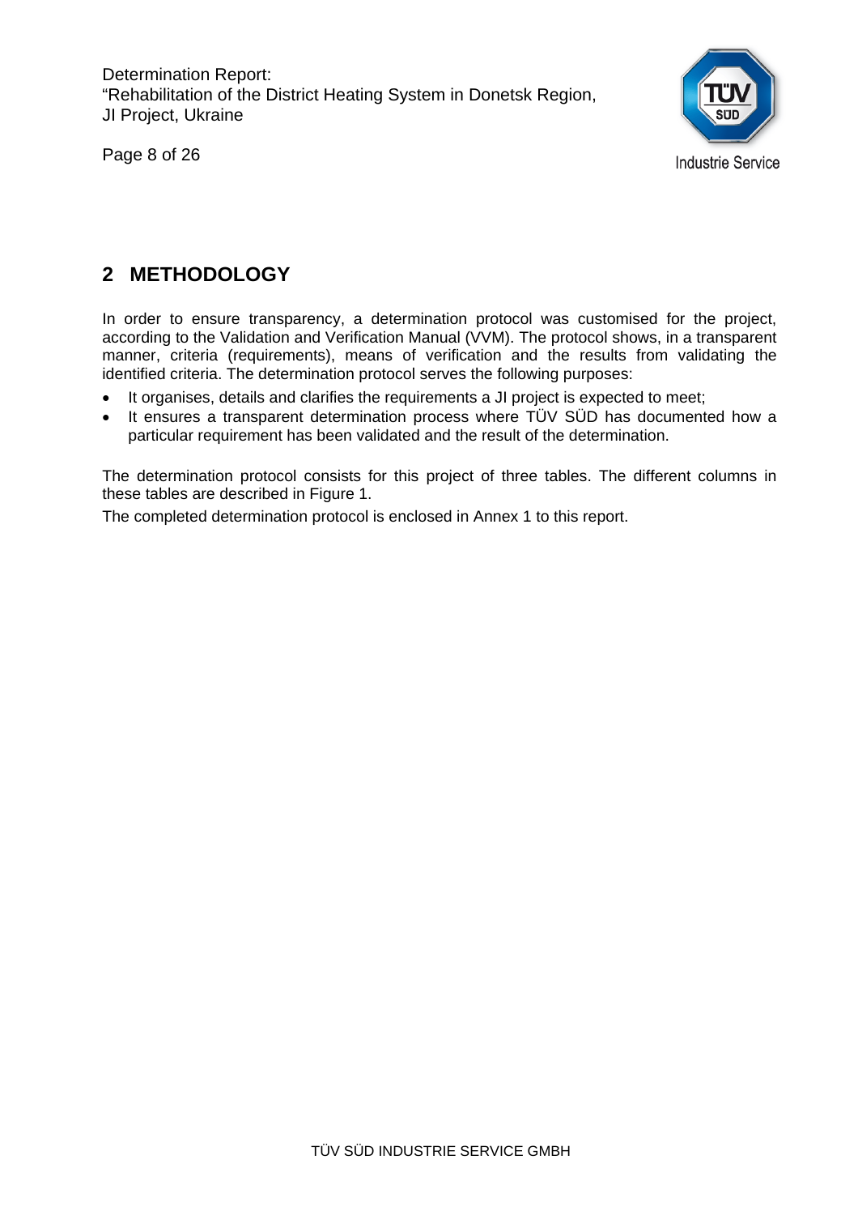## 2 METHODOLOGY

In order to ensure transparency, a determination protocol was customised for the project, according to the Validation and Verification Manual (VVM). The protocol shows, in a transparent manner, criteria (requirements), means of verification and the results from validating the identified criteria. The determination protocol serves the following purposes:

- It organises, details and clarifies the requirements a JI project is expected to meet;
- It ensures a transparent determination process where TÜV SÜD has documented how a particular requirement has been validated and the result of the determination.

The determination protocol consists for this project of three tables. The different columns in these tables are described in Figure 1.

The completed determination protocol is enclosed in Annex 1 to this report.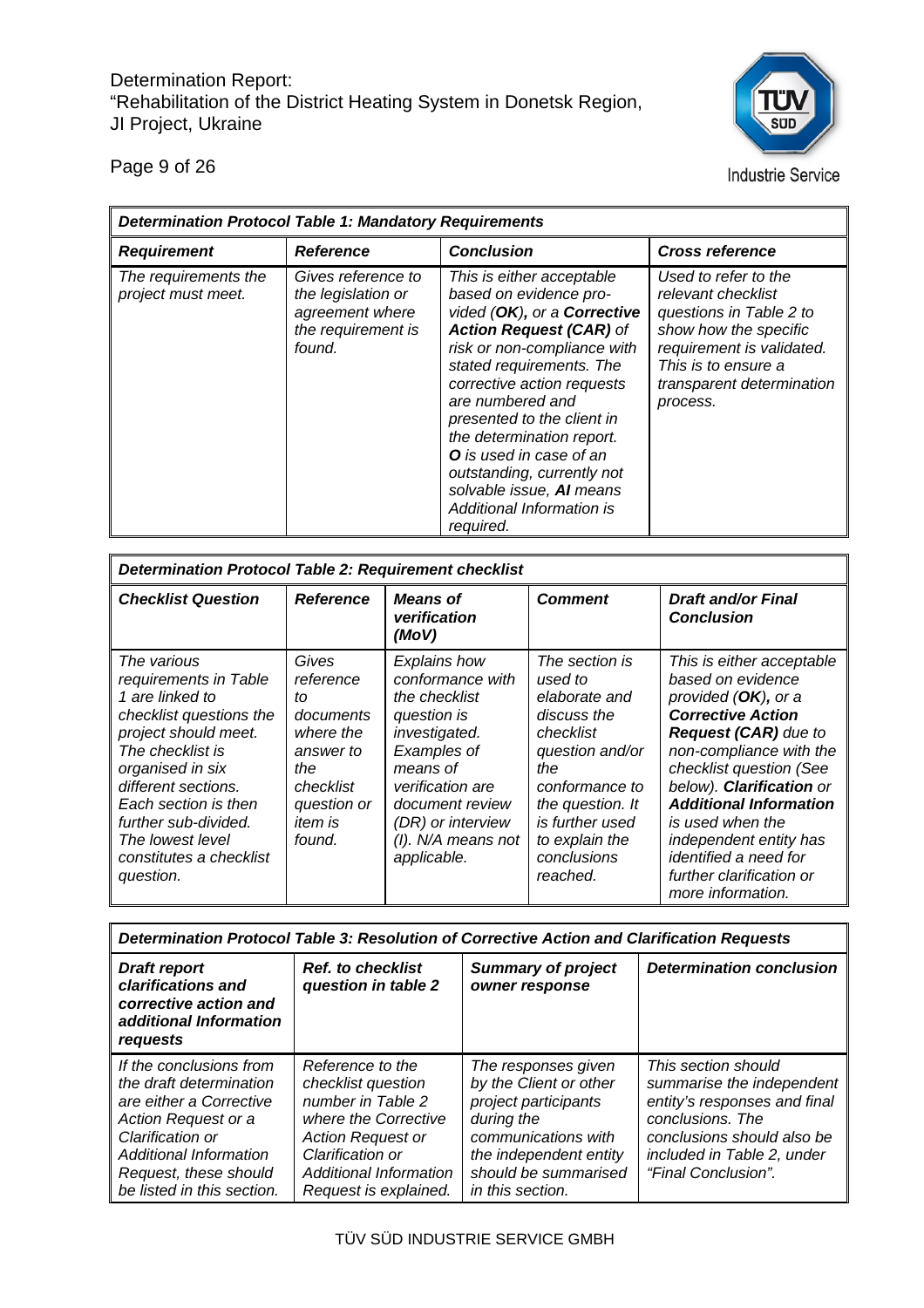| *Determination Protocol Table 1: Mandatory Requirements* | | | |
|---|---|---|---|
| ***Requirement*** | ***Reference*** | ***Conclusion*** | ***Cross reference*** |
| *The requirements the project must meet.* | *Gives reference to the legislation or agreement where the requirement is found.* | *This is either acceptable based on evidence provided (**OK**), or a **Corrective Action Request (CAR)** of risk or non-compliance with stated requirements. The corrective action requests are numbered and presented to the client in the determination report. **O** is used in case of an outstanding, currently not solvable issue, **AI** means Additional Information is required.* | *Used to refer to the relevant checklist questions in Table 2 to show how the specific requirement is validated. This is to ensure a transparent determination process.* |

| *Determination Protocol Table 2: Requirement checklist* | | | | |
|---|---|---|---|---|
| ***Checklist Question*** | ***Reference*** | ***Means of verification (MoV)*** | ***Comment*** | ***Draft and/or Final Conclusion*** |
| *The various requirements in Table 1 are linked to checklist questions the project should meet. The checklist is organised in six different sections. Each section is then further sub-divided. The lowest level constitutes a checklist question.* | *Gives reference to documents where the answer to the checklist question or item is found.* | *Explains how conformance with the checklist question is investigated. Examples of means of verification are document review (DR) or interview (I). N/A means not applicable.* | *The section is used to elaborate and discuss the checklist question and/or the conformance to the question. It is further used to explain the conclusions reached.* | *This is either acceptable based on evidence provided (**OK**), or a **Corrective Action Request (CAR)** due to non-compliance with the checklist question (See below). **Clarification** or **Additional Information** is used when the independent entity has identified a need for further clarification or more information.* |

| *Determination Protocol Table 3: Resolution of Corrective Action and Clarification Requests* | | | |
|---|---|---|---|
| ***Draft report clarifications and corrective action and additional Information requests*** | ***Ref. to checklist question in table 2*** | ***Summary of project owner response*** | ***Determination conclusion*** |
| *If the conclusions from the draft determination are either a Corrective Action Request or a Clarification or Additional Information Request, these should be listed in this section.* | *Reference to the checklist question number in Table 2 where the Corrective Action Request or Clarification or Additional Information Request is explained.* | *The responses given by the Client or other project participants during the communications with the independent entity should be summarised in this section.* | *This section should summarise the independent entity's responses and final conclusions. The conclusions should also be included in Table 2, under "Final Conclusion".* |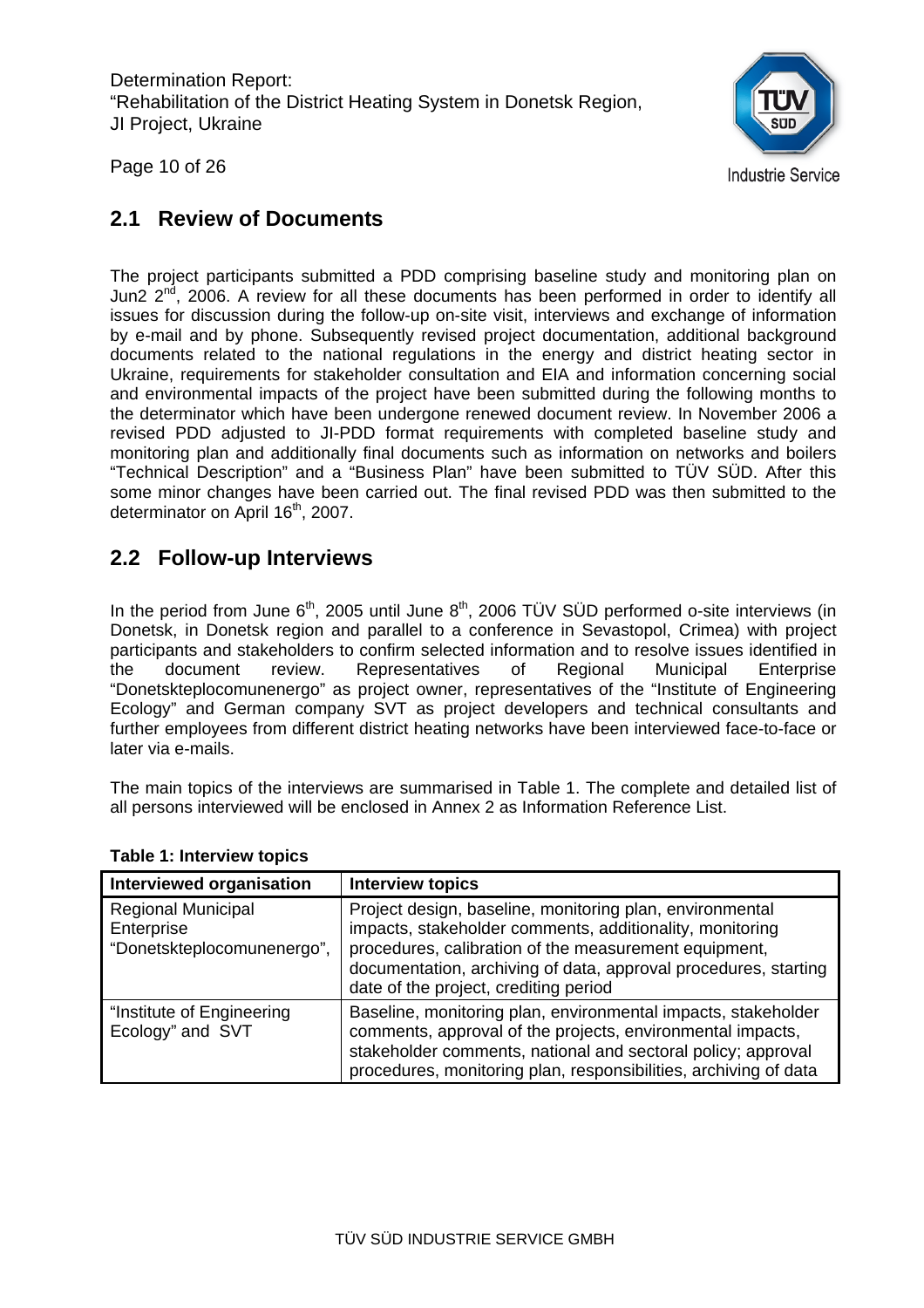## 2.1 Review of Documents

The project participants submitted a PDD comprising baseline study and monitoring plan on Jun2 2[nd], 2006. A review for all these documents has been performed in order to identify all issues for discussion during the follow-up on-site visit, interviews and exchange of information by e-mail and by phone. Subsequently revised project documentation, additional background documents related to the national regulations in the energy and district heating sector in Ukraine, requirements for stakeholder consultation and EIA and information concerning social and environmental impacts of the project have been submitted during the following months to the determinator which have been undergone renewed document review. In November 2006 a revised PDD adjusted to JI-PDD format requirements with completed baseline study and monitoring plan and additionally final documents such as information on networks and boilers "Technical Description" and a "Business Plan" have been submitted to TÜV SÜD. After this some minor changes have been carried out. The final revised PDD was then submitted to the determinator on April 16[th], 2007.

## 2.2 Follow-up Interviews

In the period from June 6[th], 2005 until June 8[th], 2006 TÜV SÜD performed o-site interviews (in Donetsk, in Donetsk region and parallel to a conference in Sevastopol, Crimea) with project participants and stakeholders to confirm selected information and to resolve issues identified in the document review. Representatives of Regional Municipal Enterprise "Donetskteplocomunenergo" as project owner, representatives of the "Institute of Engineering Ecology" and German company SVT as project developers and technical consultants and further employees from different district heating networks have been interviewed face-to-face or later via e-mails.

The main topics of the interviews are summarised in Table 1. The complete and detailed list of all persons interviewed will be enclosed in Annex 2 as Information Reference List.

**Table 1: Interview topics**

| Interviewed organisation | Interview topics |
|---|---|
| Regional Municipal Enterprise "Donetskteplocomunenergo", | Project design, baseline, monitoring plan, environmental impacts, stakeholder comments, additionality, monitoring procedures, calibration of the measurement equipment, documentation, archiving of data, approval procedures, starting date of the project, crediting period |
| "Institute of Engineering Ecology" and SVT | Baseline, monitoring plan, environmental impacts, stakeholder comments, approval of the projects, environmental impacts, stakeholder comments, national and sectoral policy; approval procedures, monitoring plan, responsibilities, archiving of data |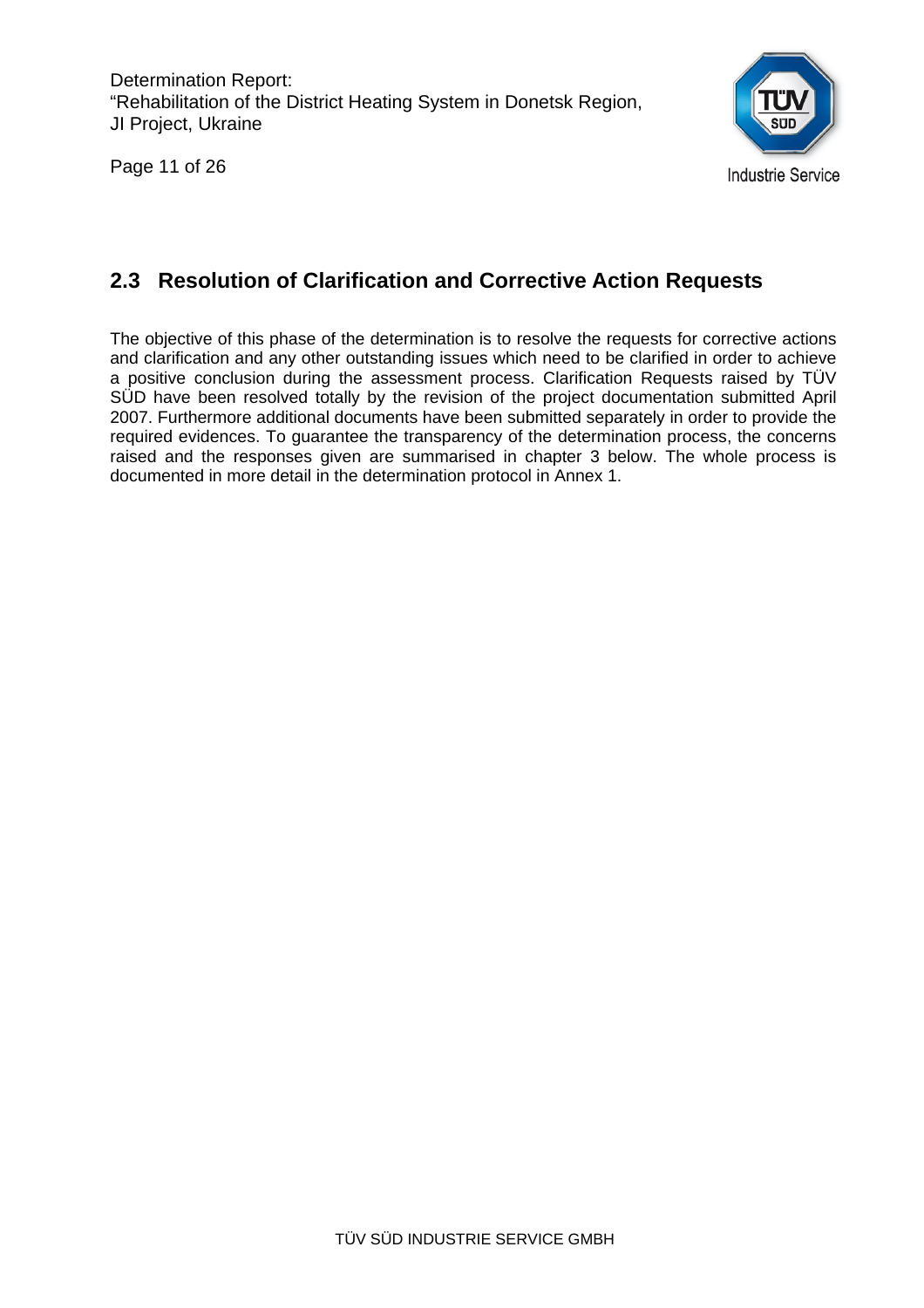## 2.3 Resolution of Clarification and Corrective Action Requests

The objective of this phase of the determination is to resolve the requests for corrective actions and clarification and any other outstanding issues which need to be clarified in order to achieve a positive conclusion during the assessment process. Clarification Requests raised by TÜV SÜD have been resolved totally by the revision of the project documentation submitted April 2007. Furthermore additional documents have been submitted separately in order to provide the required evidences. To guarantee the transparency of the determination process, the concerns raised and the responses given are summarised in chapter 3 below. The whole process is documented in more detail in the determination protocol in Annex 1.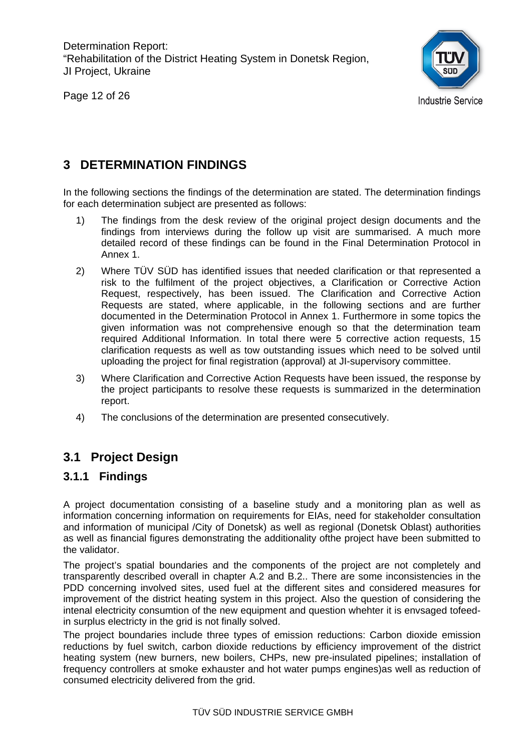# 3 DETERMINATION FINDINGS

In the following sections the findings of the determination are stated. The determination findings for each determination subject are presented as follows:

1) The findings from the desk review of the original project design documents and the findings from interviews during the follow up visit are summarised. A much more detailed record of these findings can be found in the Final Determination Protocol in Annex 1.

2) Where TÜV SÜD has identified issues that needed clarification or that represented a risk to the fulfilment of the project objectives, a Clarification or Corrective Action Request, respectively, has been issued. The Clarification and Corrective Action Requests are stated, where applicable, in the following sections and are further documented in the Determination Protocol in Annex 1. Furthermore in some topics the given information was not comprehensive enough so that the determination team required Additional Information. In total there were 5 corrective action requests, 15 clarification requests as well as tow outstanding issues which need to be solved until uploading the project for final registration (approval) at JI-supervisory committee.

3) Where Clarification and Corrective Action Requests have been issued, the response by the project participants to resolve these requests is summarized in the determination report.

4) The conclusions of the determination are presented consecutively.

## 3.1 Project Design

### 3.1.1 Findings

A project documentation consisting of a baseline study and a monitoring plan as well as information concerning information on requirements for EIAs, need for stakeholder consultation and information of municipal /City of Donetsk) as well as regional (Donetsk Oblast) authorities as well as financial figures demonstrating the additionality ofthe project have been submitted to the validator.

The project's spatial boundaries and the components of the project are not completely and transparently described overall in chapter A.2 and B.2.. There are some inconsistencies in the PDD concerning involved sites, used fuel at the different sites and considered measures for improvement of the district heating system in this project. Also the question of considering the intenal electricity consumtion of the new equipment and question whehter it is envsaged tofeed-in surplus electricty in the grid is not finally solved.

The project boundaries include three types of emission reductions: Carbon dioxide emission reductions by fuel switch, carbon dioxide reductions by efficiency improvement of the district heating system (new burners, new boilers, CHPs, new pre-insulated pipelines; installation of frequency controllers at smoke exhauster and hot water pumps engines)as well as reduction of consumed electricity delivered from the grid.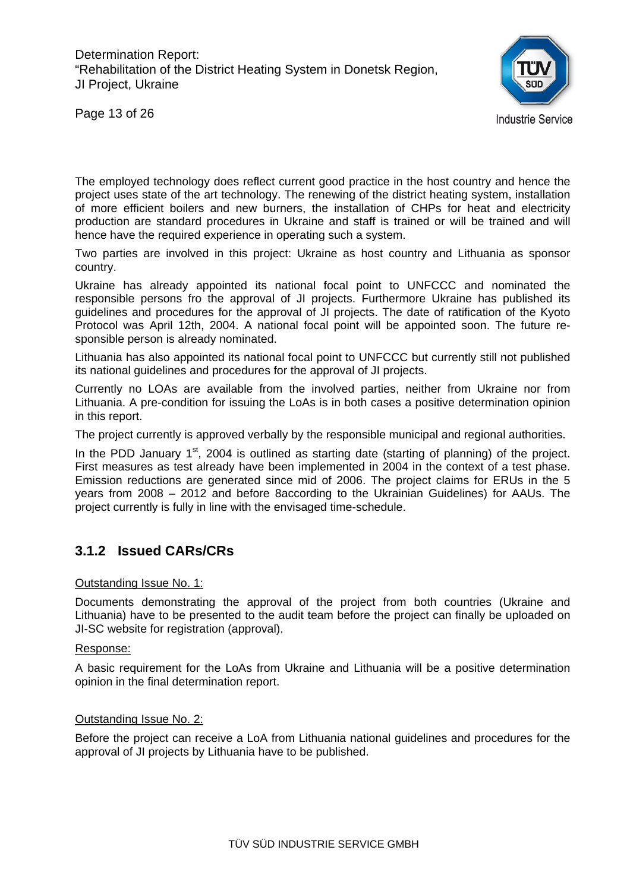The employed technology does reflect current good practice in the host country and hence the project uses state of the art technology. The renewing of the district heating system, installation of more efficient boilers and new burners, the installation of CHPs for heat and electricity production are standard procedures in Ukraine and staff is trained or will be trained and will hence have the required experience in operating such a system.

Two parties are involved in this project: Ukraine as host country and Lithuania as sponsor country.

Ukraine has already appointed its national focal point to UNFCCC and nominated the responsible persons fro the approval of JI projects. Furthermore Ukraine has published its guidelines and procedures for the approval of JI projects. The date of ratification of the Kyoto Protocol was April 12th, 2004. A national focal point will be appointed soon. The future responsible person is already nominated.

Lithuania has also appointed its national focal point to UNFCCC but currently still not published its national guidelines and procedures for the approval of JI projects.

Currently no LOAs are available from the involved parties, neither from Ukraine nor from Lithuania. A pre-condition for issuing the LoAs is in both cases a positive determination opinion in this report.

The project currently is approved verbally by the responsible municipal and regional authorities.

In the PDD January 1st, 2004 is outlined as starting date (starting of planning) of the project. First measures as test already have been implemented in 2004 in the context of a test phase. Emission reductions are generated since mid of 2006. The project claims for ERUs in the 5 years from 2008 – 2012 and before 8according to the Ukrainian Guidelines) for AAUs. The project currently is fully in line with the envisaged time-schedule.

### 3.1.2 Issued CARs/CRs

Outstanding Issue No. 1:

Documents demonstrating the approval of the project from both countries (Ukraine and Lithuania) have to be presented to the audit team before the project can finally be uploaded on JI-SC website for registration (approval).

Response:

A basic requirement for the LoAs from Ukraine and Lithuania will be a positive determination opinion in the final determination report.

Outstanding Issue No. 2:

Before the project can receive a LoA from Lithuania national guidelines and procedures for the approval of JI projects by Lithuania have to be published.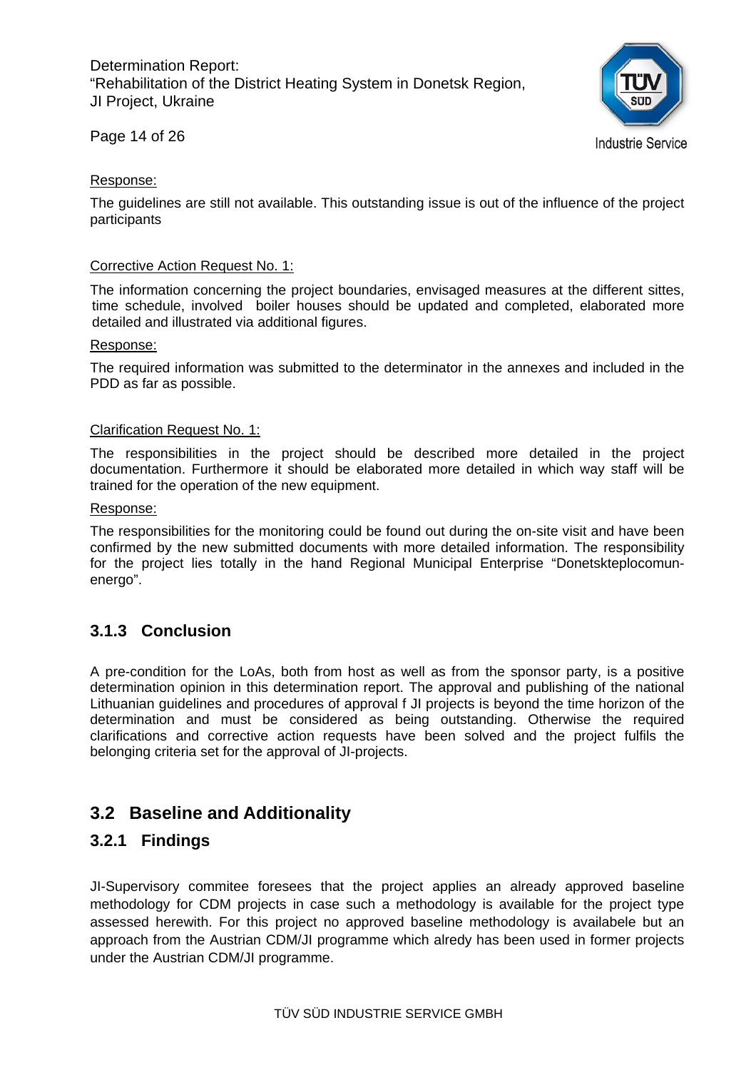Response:

The guidelines are still not available. This outstanding issue is out of the influence of the project participants

Corrective Action Request No. 1:

The information concerning the project boundaries, envisaged measures at the different sittes, time schedule, involved boiler houses should be updated and completed, elaborated more detailed and illustrated via additional figures.

Response:

The required information was submitted to the determinator in the annexes and included in the PDD as far as possible.

Clarification Request No. 1:

The responsibilities in the project should be described more detailed in the project documentation. Furthermore it should be elaborated more detailed in which way staff will be trained for the operation of the new equipment.

Response:

The responsibilities for the monitoring could be found out during the on-site visit and have been confirmed by the new submitted documents with more detailed information. The responsibility for the project lies totally in the hand Regional Municipal Enterprise "Donetskteplocomun-energo".

### 3.1.3 Conclusion

A pre-condition for the LoAs, both from host as well as from the sponsor party, is a positive determination opinion in this determination report. The approval and publishing of the national Lithuanian guidelines and procedures of approval f JI projects is beyond the time horizon of the determination and must be considered as being outstanding. Otherwise the required clarifications and corrective action requests have been solved and the project fulfils the belonging criteria set for the approval of JI-projects.

## 3.2 Baseline and Additionality

### 3.2.1 Findings

JI-Supervisory commitee foresees that the project applies an already approved baseline methodology for CDM projects in case such a methodology is available for the project type assessed herewith. For this project no approved baseline methodology is availabele but an approach from the Austrian CDM/JI programme which alredy has been used in former projects under the Austrian CDM/JI programme.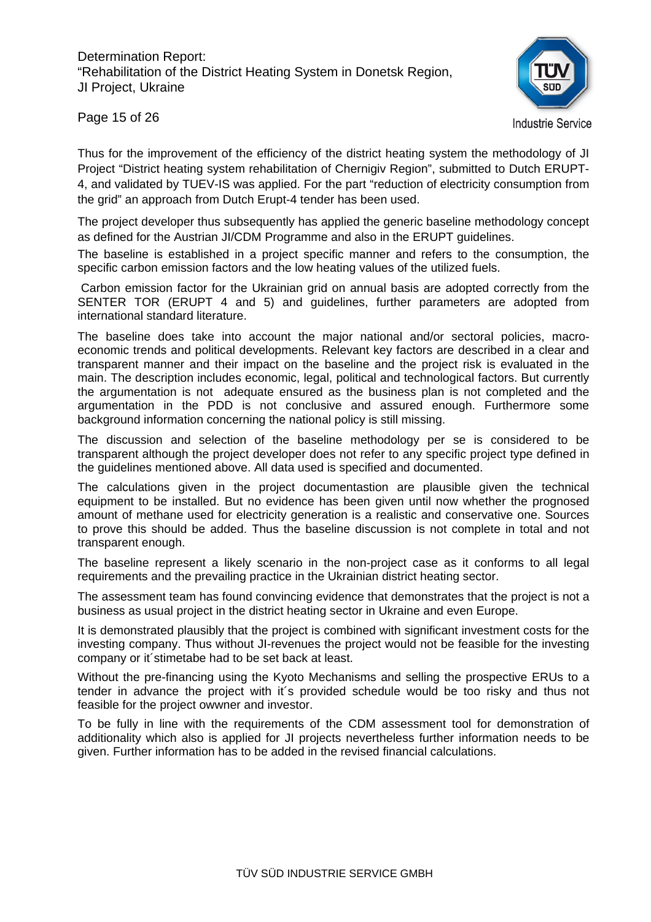Thus for the improvement of the efficiency of the district heating system the methodology of JI Project "District heating system rehabilitation of Chernigiv Region", submitted to Dutch ERUPT-4, and validated by TUEV-IS was applied. For the part "reduction of electricity consumption from the grid" an approach from Dutch Erupt-4 tender has been used.

The project developer thus subsequently has applied the generic baseline methodology concept as defined for the Austrian JI/CDM Programme and also in the ERUPT guidelines.

The baseline is established in a project specific manner and refers to the consumption, the specific carbon emission factors and the low heating values of the utilized fuels.

Carbon emission factor for the Ukrainian grid on annual basis are adopted correctly from the SENTER TOR (ERUPT 4 and 5) and guidelines, further parameters are adopted from international standard literature.

The baseline does take into account the major national and/or sectoral policies, macro-economic trends and political developments. Relevant key factors are described in a clear and transparent manner and their impact on the baseline and the project risk is evaluated in the main. The description includes economic, legal, political and technological factors. But currently the argumentation is not adequate ensured as the business plan is not completed and the argumentation in the PDD is not conclusive and assured enough. Furthermore some background information concerning the national policy is still missing.

The discussion and selection of the baseline methodology per se is considered to be transparent although the project developer does not refer to any specific project type defined in the guidelines mentioned above. All data used is specified and documented.

The calculations given in the project documentastion are plausible given the technical equipment to be installed. But no evidence has been given until now whether the prognosed amount of methane used for electricity generation is a realistic and conservative one. Sources to prove this should be added. Thus the baseline discussion is not complete in total and not transparent enough.

The baseline represent a likely scenario in the non-project case as it conforms to all legal requirements and the prevailing practice in the Ukrainian district heating sector.

The assessment team has found convincing evidence that demonstrates that the project is not a business as usual project in the district heating sector in Ukraine and even Europe.

It is demonstrated plausibly that the project is combined with significant investment costs for the investing company. Thus without JI-revenues the project would not be feasible for the investing company or it´stimetabe had to be set back at least.

Without the pre-financing using the Kyoto Mechanisms and selling the prospective ERUs to a tender in advance the project with it´s provided schedule would be too risky and thus not feasible for the project owwner and investor.

To be fully in line with the requirements of the CDM assessment tool for demonstration of additionality which also is applied for JI projects nevertheless further information needs to be given. Further information has to be added in the revised financial calculations.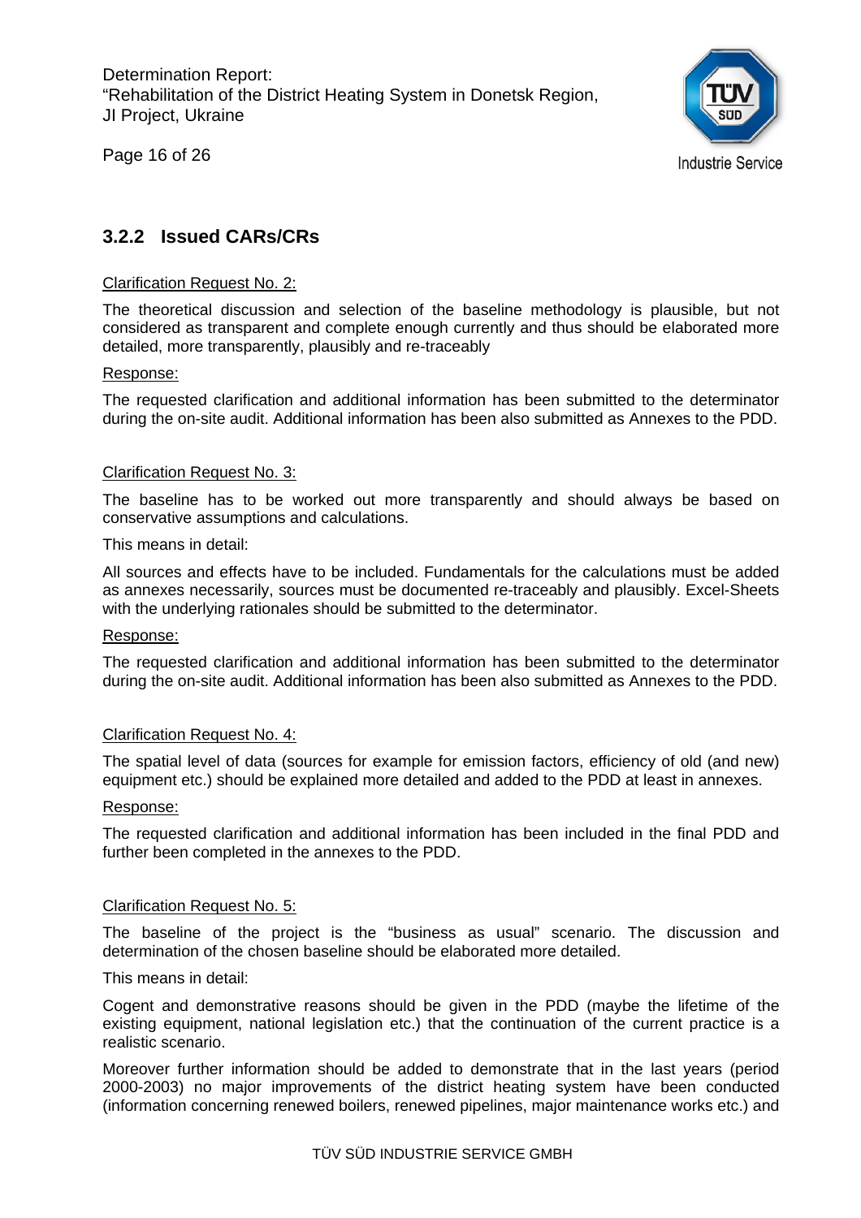### 3.2.2 Issued CARs/CRs

Clarification Request No. 2:

The theoretical discussion and selection of the baseline methodology is plausible, but not considered as transparent and complete enough currently and thus should be elaborated more detailed, more transparently, plausibly and re-traceably

Response:

The requested clarification and additional information has been submitted to the determinator during the on-site audit. Additional information has been also submitted as Annexes to the PDD.

Clarification Request No. 3:

The baseline has to be worked out more transparently and should always be based on conservative assumptions and calculations.

This means in detail:

All sources and effects have to be included. Fundamentals for the calculations must be added as annexes necessarily, sources must be documented re-traceably and plausibly. Excel-Sheets with the underlying rationales should be submitted to the determinator.

Response:

The requested clarification and additional information has been submitted to the determinator during the on-site audit. Additional information has been also submitted as Annexes to the PDD.

Clarification Request No. 4:

The spatial level of data (sources for example for emission factors, efficiency of old (and new) equipment etc.) should be explained more detailed and added to the PDD at least in annexes.

Response:

The requested clarification and additional information has been included in the final PDD and further been completed in the annexes to the PDD.

Clarification Request No. 5:

The baseline of the project is the "business as usual" scenario. The discussion and determination of the chosen baseline should be elaborated more detailed.

This means in detail:

Cogent and demonstrative reasons should be given in the PDD (maybe the lifetime of the existing equipment, national legislation etc.) that the continuation of the current practice is a realistic scenario.

Moreover further information should be added to demonstrate that in the last years (period 2000-2003) no major improvements of the district heating system have been conducted (information concerning renewed boilers, renewed pipelines, major maintenance works etc.) and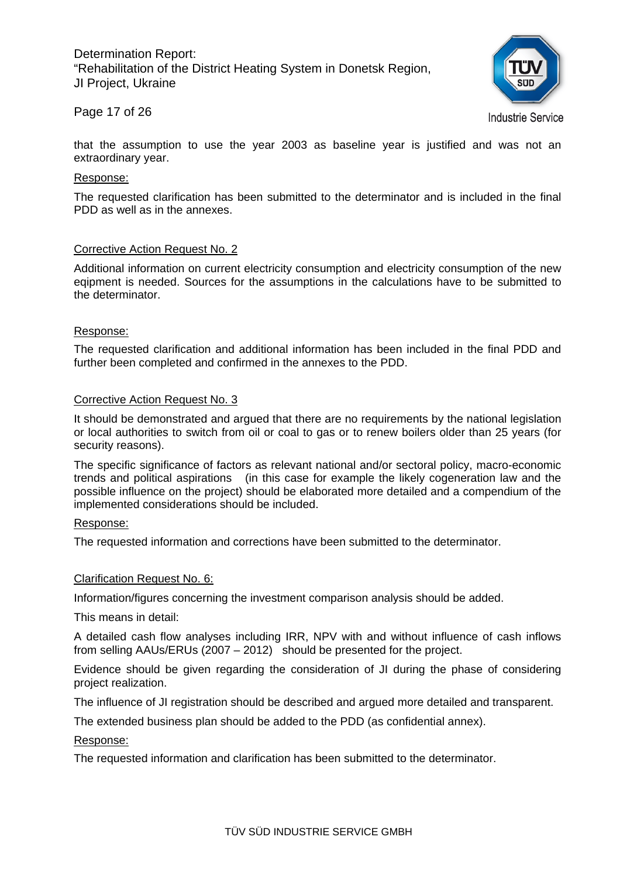that the assumption to use the year 2003 as baseline year is justified and was not an extraordinary year.

Response:

The requested clarification has been submitted to the determinator and is included in the final PDD as well as in the annexes.

Corrective Action Request No. 2

Additional information on current electricity consumption and electricity consumption of the new eqipment is needed. Sources for the assumptions in the calculations have to be submitted to the determinator.

Response:

The requested clarification and additional information has been included in the final PDD and further been completed and confirmed in the annexes to the PDD.

Corrective Action Request No. 3

It should be demonstrated and argued that there are no requirements by the national legislation or local authorities to switch from oil or coal to gas or to renew boilers older than 25 years (for security reasons).

The specific significance of factors as relevant national and/or sectoral policy, macro-economic trends and political aspirations (in this case for example the likely cogeneration law and the possible influence on the project) should be elaborated more detailed and a compendium of the implemented considerations should be included.

Response:

The requested information and corrections have been submitted to the determinator.

Clarification Request No. 6:

Information/figures concerning the investment comparison analysis should be added.

This means in detail:

A detailed cash flow analyses including IRR, NPV with and without influence of cash inflows from selling AAUs/ERUs (2007 – 2012) should be presented for the project.

Evidence should be given regarding the consideration of JI during the phase of considering project realization.

The influence of JI registration should be described and argued more detailed and transparent.

The extended business plan should be added to the PDD (as confidential annex).

Response:

The requested information and clarification has been submitted to the determinator.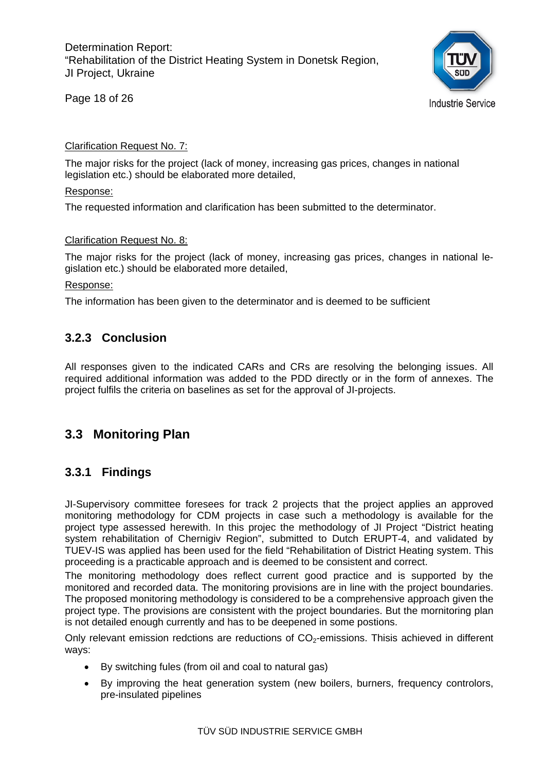Clarification Request No. 7:

The major risks for the project (lack of money, increasing gas prices, changes in national legislation etc.) should be elaborated more detailed,

Response:

The requested information and clarification has been submitted to the determinator.

Clarification Request No. 8:

The major risks for the project (lack of money, increasing gas prices, changes in national legislation etc.) should be elaborated more detailed,

Response:

The information has been given to the determinator and is deemed to be sufficient

### 3.2.3 Conclusion

All responses given to the indicated CARs and CRs are resolving the belonging issues. All required additional information was added to the PDD directly or in the form of annexes. The project fulfils the criteria on baselines as set for the approval of JI-projects.

## 3.3 Monitoring Plan

### 3.3.1 Findings

JI-Supervisory committee foresees for track 2 projects that the project applies an approved monitoring methodology for CDM projects in case such a methodology is available for the project type assessed herewith. In this projec the methodology of JI Project "District heating system rehabilitation of Chernigiv Region", submitted to Dutch ERUPT-4, and validated by TUEV-IS was applied has been used for the field "Rehabilitation of District Heating system. This proceeding is a practicable approach and is deemed to be consistent and correct.

The monitoring methodology does reflect current good practice and is supported by the monitored and recorded data. The monitoring provisions are in line with the project boundaries. The proposed monitoring methodology is considered to be a comprehensive approach given the project type. The provisions are consistent with the project boundaries. But the mornitoring plan is not detailed enough currently and has to be deepened in some postions.

Only relevant emission redctions are reductions of $CO_2$-emissions. Thisis achieved in different ways:

- By switching fules (from oil and coal to natural gas)
- By improving the heat generation system (new boilers, burners, frequency controlors, pre-insulated pipelines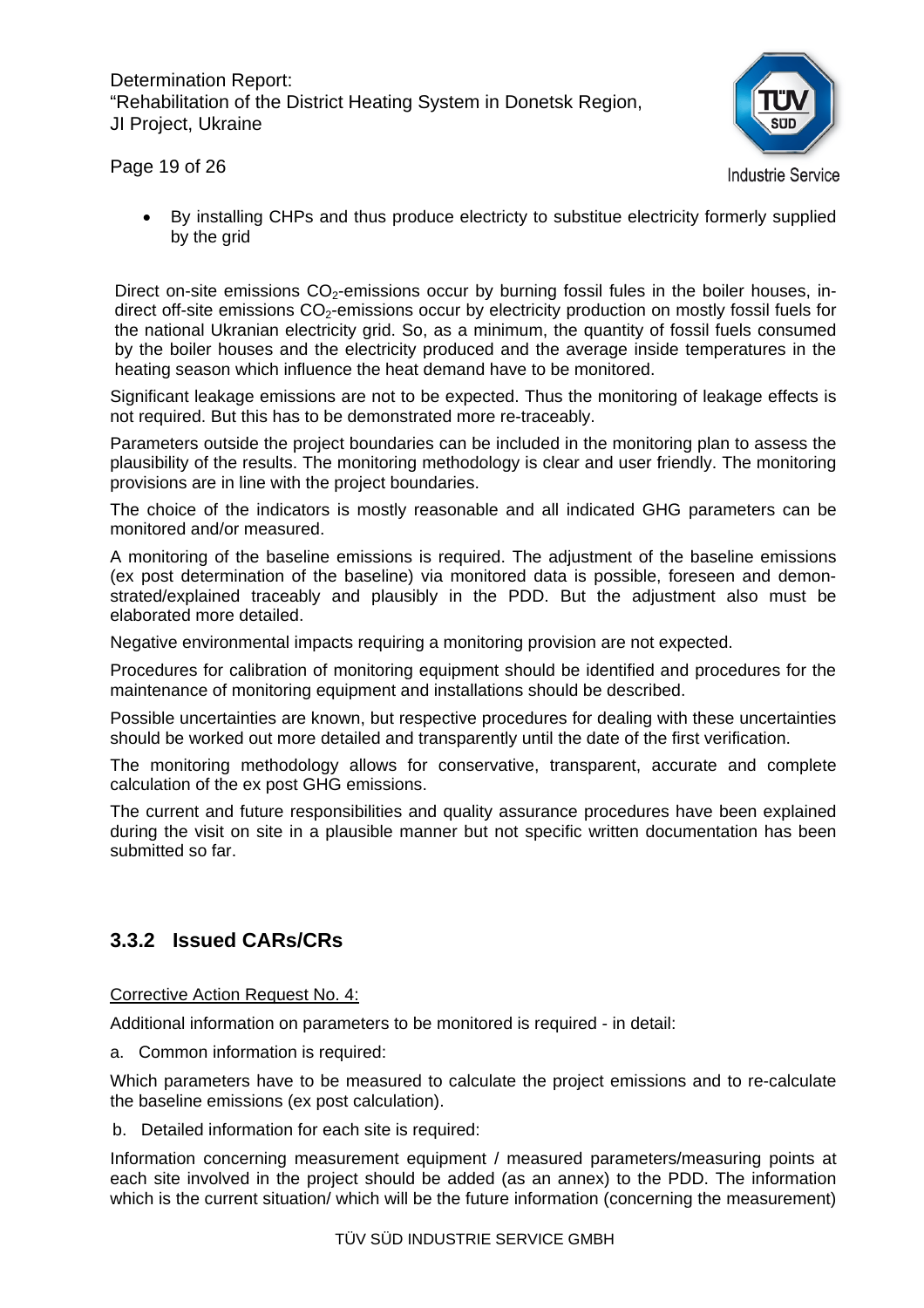- By installing CHPs and thus produce electricty to substitue electricity formerly supplied by the grid

Direct on-site emissions $CO_2$-emissions occur by burning fossil fules in the boiler houses, in-direct off-site emissions $CO_2$-emissions occur by electricity production on mostly fossil fuels for the national Ukranian electricity grid. So, as a minimum, the quantity of fossil fuels consumed by the boiler houses and the electricity produced and the average inside temperatures in the heating season which influence the heat demand have to be monitored.

Significant leakage emissions are not to be expected. Thus the monitoring of leakage effects is not required. But this has to be demonstrated more re-traceably.

Parameters outside the project boundaries can be included in the monitoring plan to assess the plausibility of the results. The monitoring methodology is clear and user friendly. The monitoring provisions are in line with the project boundaries.

The choice of the indicators is mostly reasonable and all indicated GHG parameters can be monitored and/or measured.

A monitoring of the baseline emissions is required. The adjustment of the baseline emissions (ex post determination of the baseline) via monitored data is possible, foreseen and demon-strated/explained traceably and plausibly in the PDD. But the adjustment also must be elaborated more detailed.

Negative environmental impacts requiring a monitoring provision are not expected.

Procedures for calibration of monitoring equipment should be identified and procedures for the maintenance of monitoring equipment and installations should be described.

Possible uncertainties are known, but respective procedures for dealing with these uncertainties should be worked out more detailed and transparently until the date of the first verification.

The monitoring methodology allows for conservative, transparent, accurate and complete calculation of the ex post GHG emissions.

The current and future responsibilities and quality assurance procedures have been explained during the visit on site in a plausible manner but not specific written documentation has been submitted so far.

### 3.3.2 Issued CARs/CRs

Corrective Action Request No. 4:

Additional information on parameters to be monitored is required - in detail:

a. Common information is required:

Which parameters have to be measured to calculate the project emissions and to re-calculate the baseline emissions (ex post calculation).

b. Detailed information for each site is required:

Information concerning measurement equipment / measured parameters/measuring points at each site involved in the project should be added (as an annex) to the PDD. The information which is the current situation/ which will be the future information (concerning the measurement)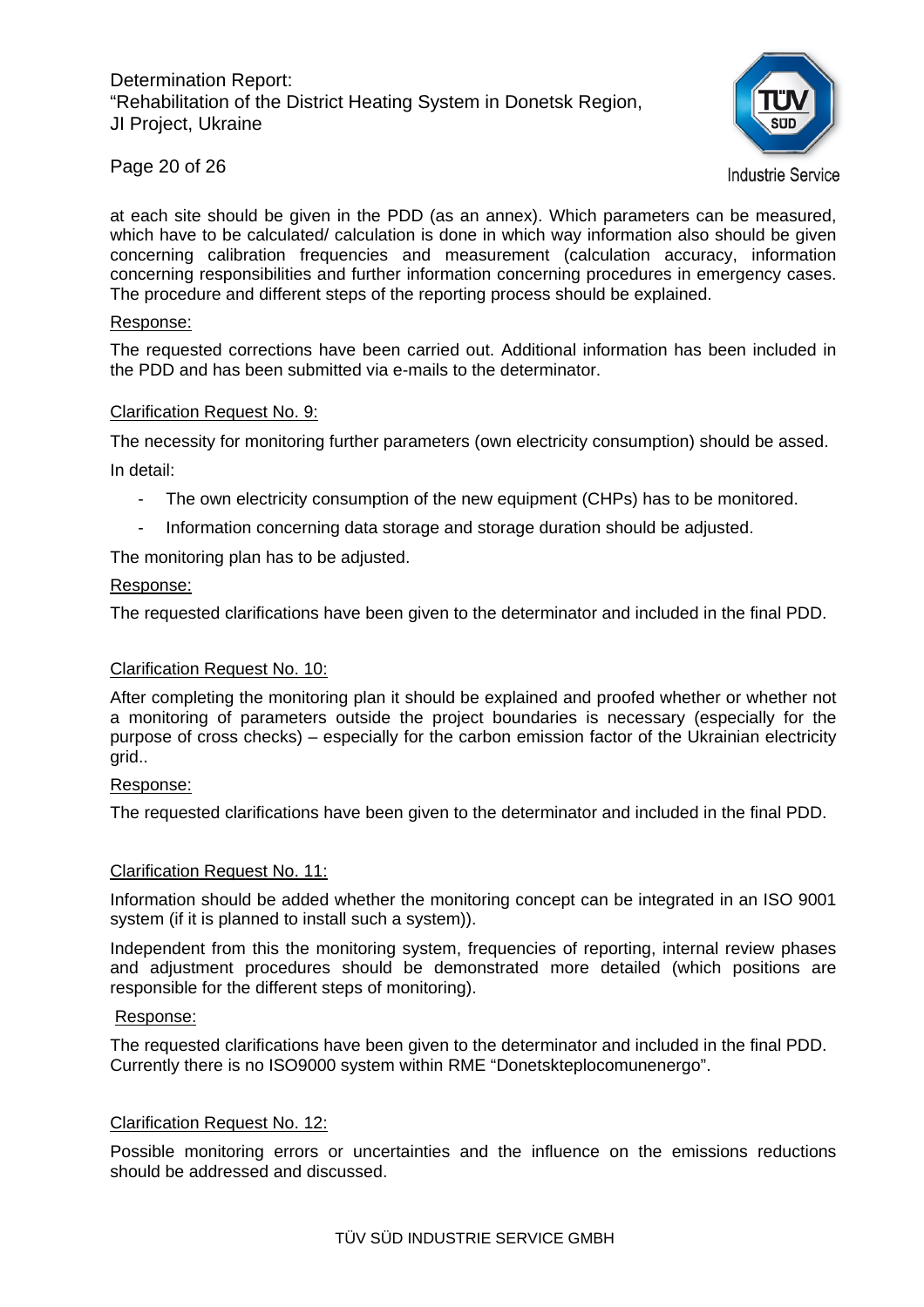at each site should be given in the PDD (as an annex). Which parameters can be measured, which have to be calculated/ calculation is done in which way information also should be given concerning calibration frequencies and measurement (calculation accuracy, information concerning responsibilities and further information concerning procedures in emergency cases. The procedure and different steps of the reporting process should be explained.

Response:

The requested corrections have been carried out. Additional information has been included in the PDD and has been submitted via e-mails to the determinator.

Clarification Request No. 9:

The necessity for monitoring further parameters (own electricity consumption) should be assed.

In detail:

- The own electricity consumption of the new equipment (CHPs) has to be monitored.
- Information concerning data storage and storage duration should be adjusted.

The monitoring plan has to be adjusted.

Response:

The requested clarifications have been given to the determinator and included in the final PDD.

Clarification Request No. 10:

After completing the monitoring plan it should be explained and proofed whether or whether not a monitoring of parameters outside the project boundaries is necessary (especially for the purpose of cross checks) – especially for the carbon emission factor of the Ukrainian electricity grid..

Response:

The requested clarifications have been given to the determinator and included in the final PDD.

Clarification Request No. 11:

Information should be added whether the monitoring concept can be integrated in an ISO 9001 system (if it is planned to install such a system)).

Independent from this the monitoring system, frequencies of reporting, internal review phases and adjustment procedures should be demonstrated more detailed (which positions are responsible for the different steps of monitoring).

Response:

The requested clarifications have been given to the determinator and included in the final PDD. Currently there is no ISO9000 system within RME "Donetskteplocomunenergo".

Clarification Request No. 12:

Possible monitoring errors or uncertainties and the influence on the emissions reductions should be addressed and discussed.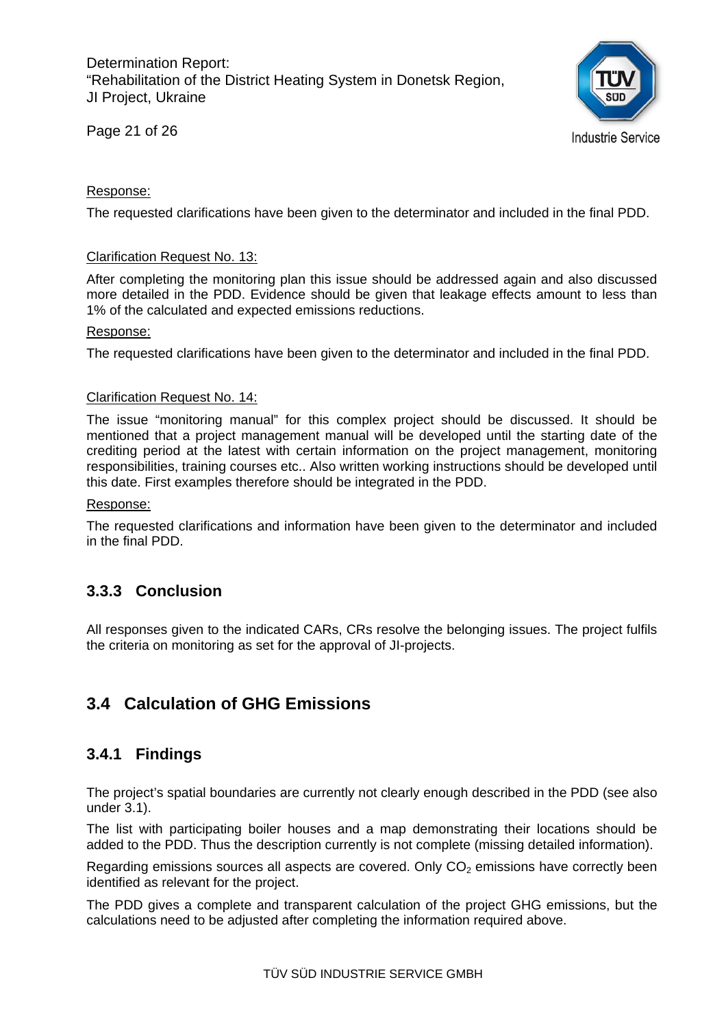Response:

The requested clarifications have been given to the determinator and included in the final PDD.

Clarification Request No. 13:

After completing the monitoring plan this issue should be addressed again and also discussed more detailed in the PDD. Evidence should be given that leakage effects amount to less than 1% of the calculated and expected emissions reductions.

Response:

The requested clarifications have been given to the determinator and included in the final PDD.

Clarification Request No. 14:

The issue "monitoring manual" for this complex project should be discussed. It should be mentioned that a project management manual will be developed until the starting date of the crediting period at the latest with certain information on the project management, monitoring responsibilities, training courses etc.. Also written working instructions should be developed until this date. First examples therefore should be integrated in the PDD.

Response:

The requested clarifications and information have been given to the determinator and included in the final PDD.

### 3.3.3 Conclusion

All responses given to the indicated CARs, CRs resolve the belonging issues. The project fulfils the criteria on monitoring as set for the approval of JI-projects.

## 3.4 Calculation of GHG Emissions

### 3.4.1 Findings

The project's spatial boundaries are currently not clearly enough described in the PDD (see also under 3.1).

The list with participating boiler houses and a map demonstrating their locations should be added to the PDD. Thus the description currently is not complete (missing detailed information).

Regarding emissions sources all aspects are covered. Only $CO_2$ emissions have correctly been identified as relevant for the project.

The PDD gives a complete and transparent calculation of the project GHG emissions, but the calculations need to be adjusted after completing the information required above.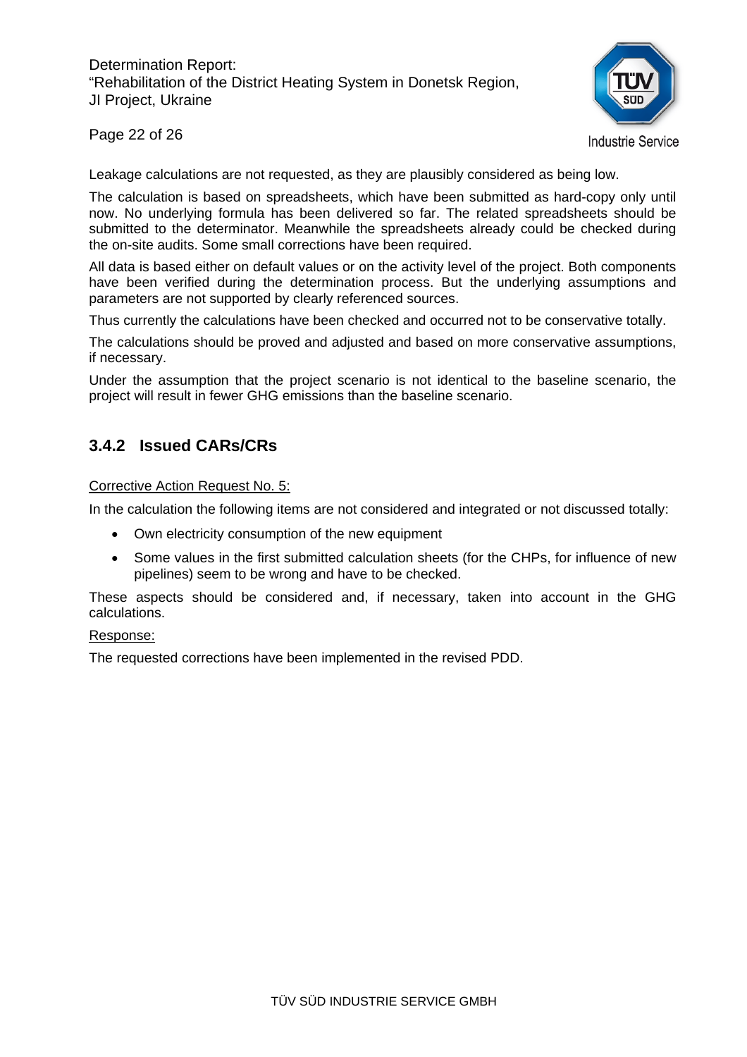Leakage calculations are not requested, as they are plausibly considered as being low.

The calculation is based on spreadsheets, which have been submitted as hard-copy only until now. No underlying formula has been delivered so far. The related spreadsheets should be submitted to the determinator. Meanwhile the spreadsheets already could be checked during the on-site audits. Some small corrections have been required.

All data is based either on default values or on the activity level of the project. Both components have been verified during the determination process. But the underlying assumptions and parameters are not supported by clearly referenced sources.

Thus currently the calculations have been checked and occurred not to be conservative totally.

The calculations should be proved and adjusted and based on more conservative assumptions, if necessary.

Under the assumption that the project scenario is not identical to the baseline scenario, the project will result in fewer GHG emissions than the baseline scenario.

### 3.4.2 Issued CARs/CRs

<u>Corrective Action Request No. 5:</u>

In the calculation the following items are not considered and integrated or not discussed totally:

- Own electricity consumption of the new equipment
- Some values in the first submitted calculation sheets (for the CHPs, for influence of new pipelines) seem to be wrong and have to be checked.

These aspects should be considered and, if necessary, taken into account in the GHG calculations.

<u>Response:</u>

The requested corrections have been implemented in the revised PDD.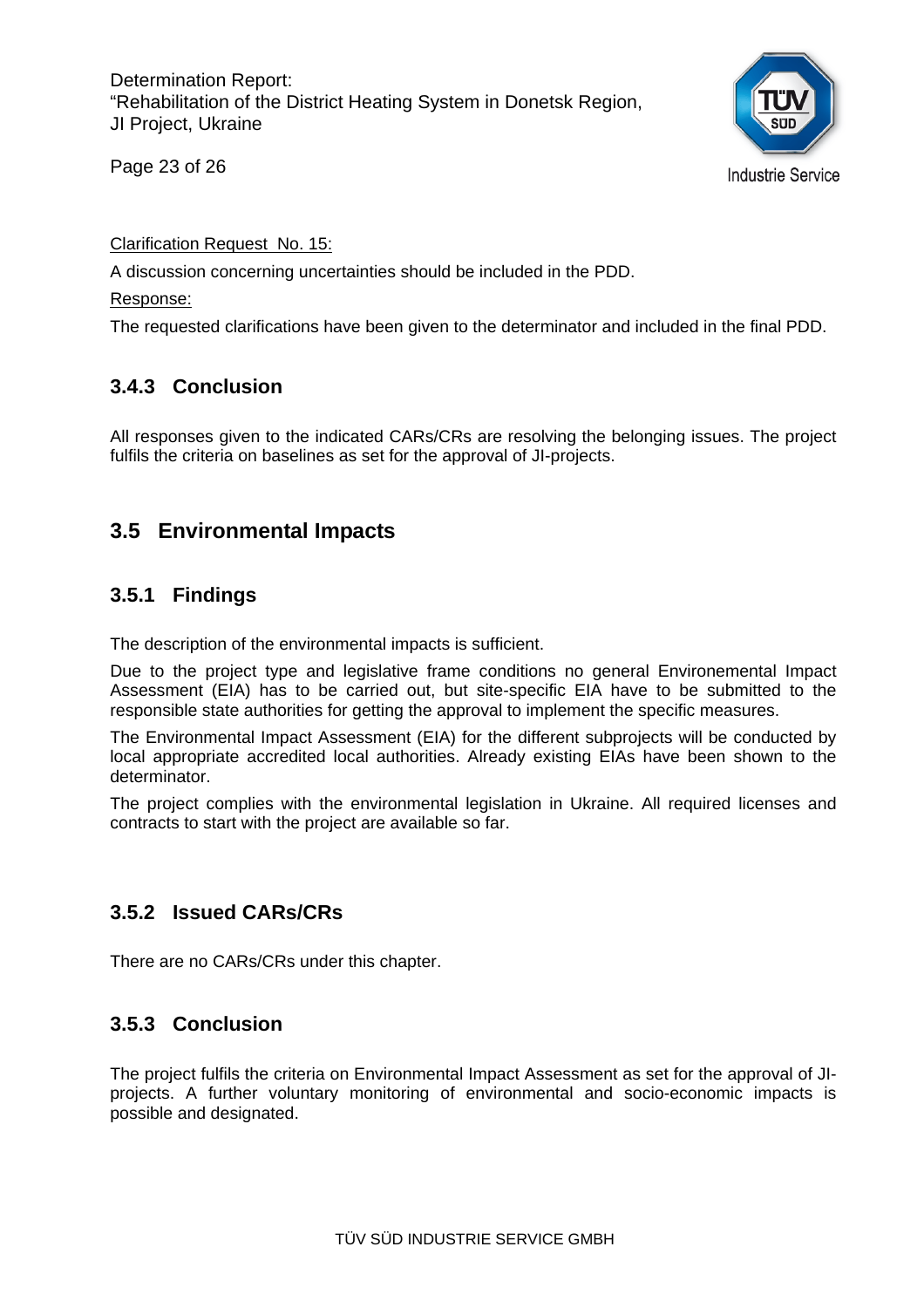Clarification Request No. 15:

A discussion concerning uncertainties should be included in the PDD.

Response:

The requested clarifications have been given to the determinator and included in the final PDD.

### 3.4.3 Conclusion

All responses given to the indicated CARs/CRs are resolving the belonging issues. The project fulfils the criteria on baselines as set for the approval of JI-projects.

## 3.5 Environmental Impacts

### 3.5.1 Findings

The description of the environmental impacts is sufficient.

Due to the project type and legislative frame conditions no general Environemental Impact Assessment (EIA) has to be carried out, but site-specific EIA have to be submitted to the responsible state authorities for getting the approval to implement the specific measures.

The Environmental Impact Assessment (EIA) for the different subprojects will be conducted by local appropriate accredited local authorities. Already existing EIAs have been shown to the determinator.

The project complies with the environmental legislation in Ukraine. All required licenses and contracts to start with the project are available so far.

### 3.5.2 Issued CARs/CRs

There are no CARs/CRs under this chapter.

### 3.5.3 Conclusion

The project fulfils the criteria on Environmental Impact Assessment as set for the approval of JI-projects. A further voluntary monitoring of environmental and socio-economic impacts is possible and designated.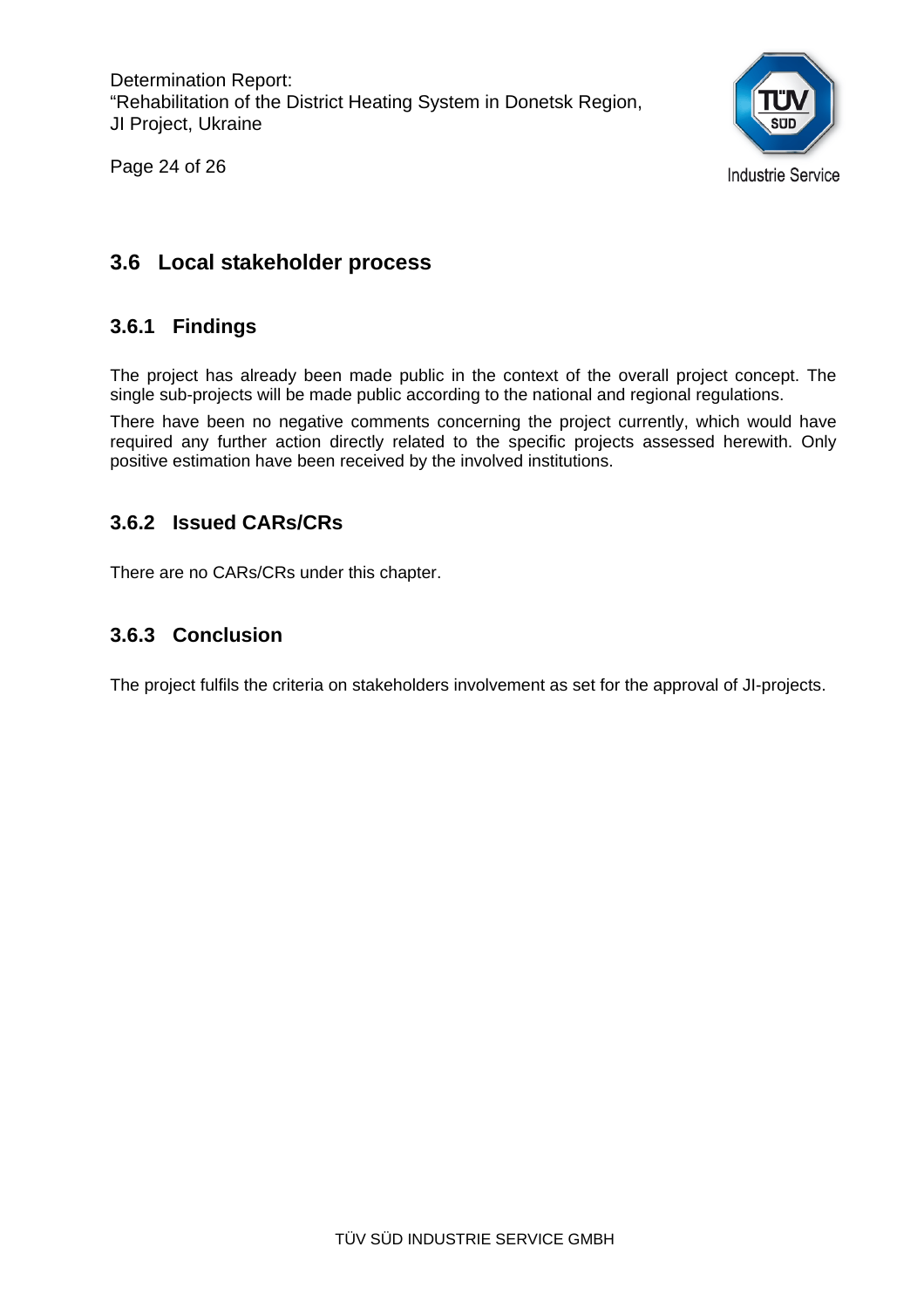## 3.6 Local stakeholder process

### 3.6.1 Findings

The project has already been made public in the context of the overall project concept. The single sub-projects will be made public according to the national and regional regulations.

There have been no negative comments concerning the project currently, which would have required any further action directly related to the specific projects assessed herewith. Only positive estimation have been received by the involved institutions.

### 3.6.2 Issued CARs/CRs

There are no CARs/CRs under this chapter.

### 3.6.3 Conclusion

The project fulfils the criteria on stakeholders involvement as set for the approval of JI-projects.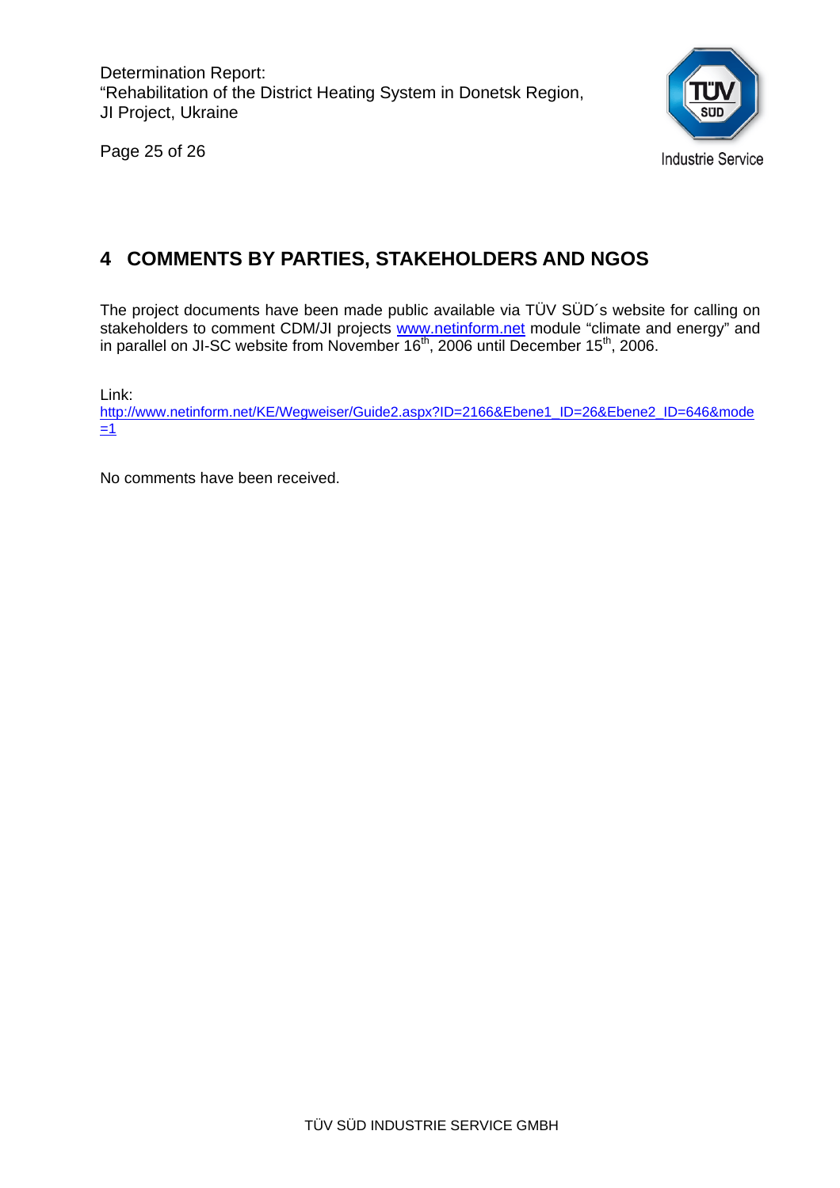## 4 COMMENTS BY PARTIES, STAKEHOLDERS AND NGOS

The project documents have been made public available via TÜV SÜD´s website for calling on stakeholders to comment CDM/JI projects [www.netinform.net](http://www.netinform.net) module "climate and energy" and in parallel on JI-SC website from November 16th, 2006 until December 15th, 2006.

Link:
[http://www.netinform.net/KE/Wegweiser/Guide2.aspx?ID=2166&Ebene1_ID=26&Ebene2_ID=646&mode=1](http://www.netinform.net/KE/Wegweiser/Guide2.aspx?ID=2166&Ebene1_ID=26&Ebene2_ID=646&mode=1)

No comments have been received.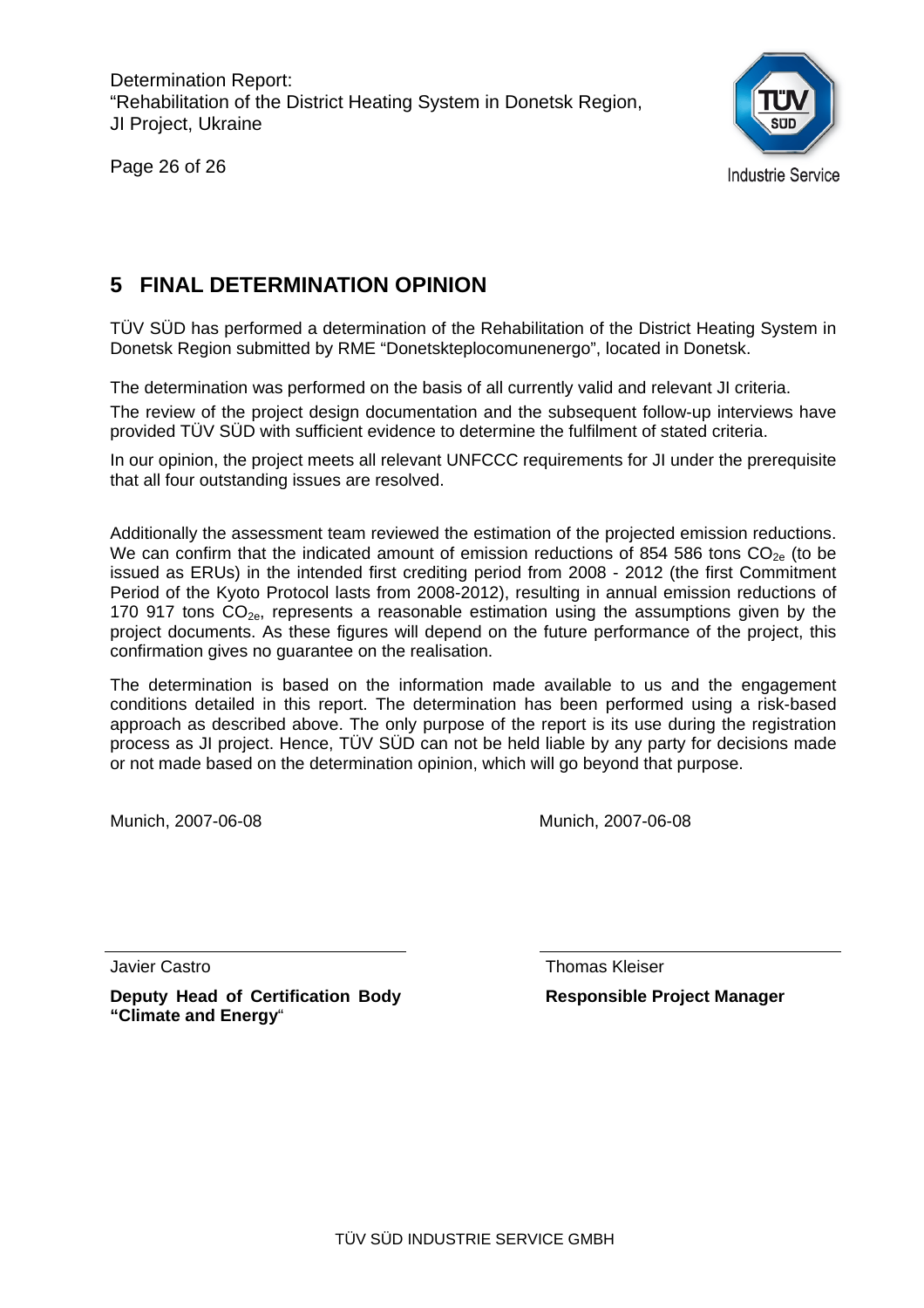## 5 FINAL DETERMINATION OPINION

TÜV SÜD has performed a determination of the Rehabilitation of the District Heating System in Donetsk Region submitted by RME "Donetskteplocomunenergo", located in Donetsk.

The determination was performed on the basis of all currently valid and relevant JI criteria.

The review of the project design documentation and the subsequent follow-up interviews have provided TÜV SÜD with sufficient evidence to determine the fulfilment of stated criteria.

In our opinion, the project meets all relevant UNFCCC requirements for JI under the prerequisite that all four outstanding issues are resolved.

Additionally the assessment team reviewed the estimation of the projected emission reductions. We can confirm that the indicated amount of emission reductions of 854 586 tons $CO_{2e}$ (to be issued as ERUs) in the intended first crediting period from 2008 - 2012 (the first Commitment Period of the Kyoto Protocol lasts from 2008-2012), resulting in annual emission reductions of 170 917 tons $CO_{2e}$, represents a reasonable estimation using the assumptions given by the project documents. As these figures will depend on the future performance of the project, this confirmation gives no guarantee on the realisation.

The determination is based on the information made available to us and the engagement conditions detailed in this report. The determination has been performed using a risk-based approach as described above. The only purpose of the report is its use during the registration process as JI project. Hence, TÜV SÜD can not be held liable by any party for decisions made or not made based on the determination opinion, which will go beyond that purpose.

Munich, 2007-06-08

Munich, 2007-06-08

Javier Castro

**Deputy Head of Certification Body "Climate and Energy**"

Thomas Kleiser

**Responsible Project Manager**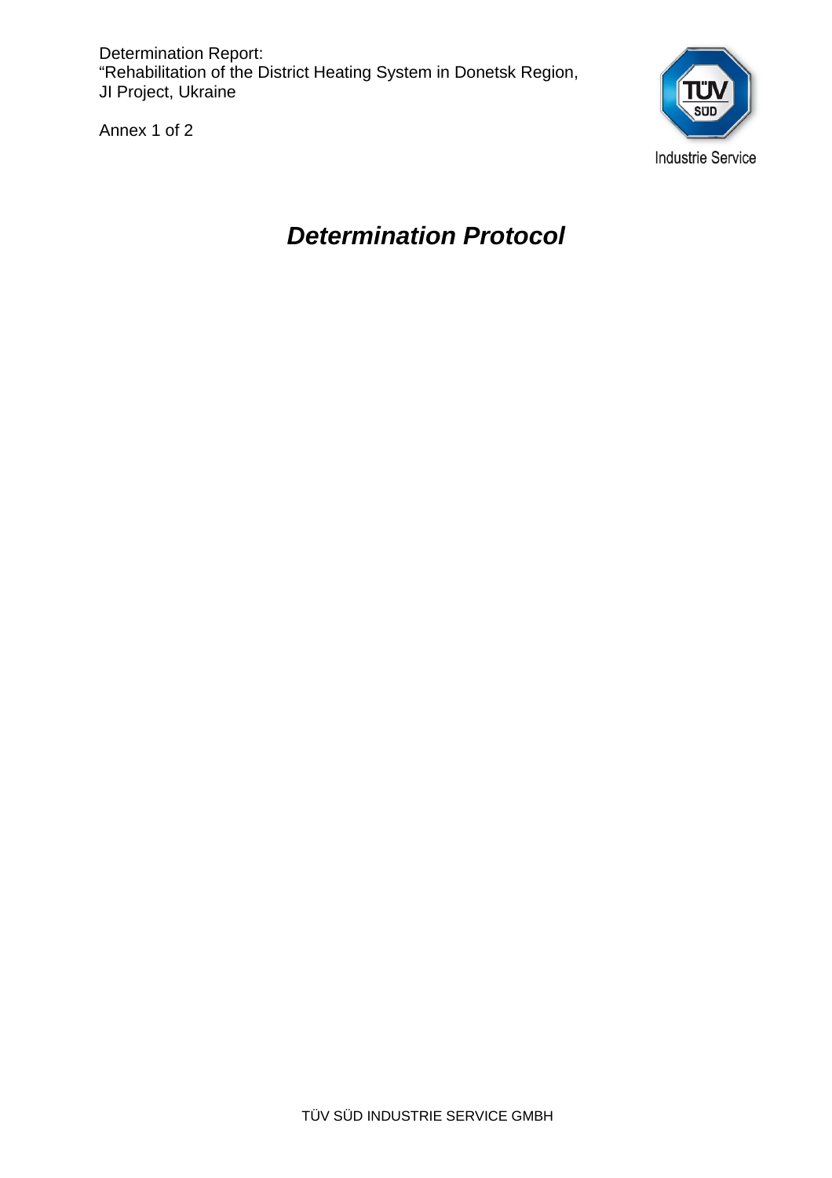Determination Report:
"Rehabilitation of the District Heating System in Donetsk Region, JI Project, Ukraine

Annex 1 of 2

# *Determination Protocol*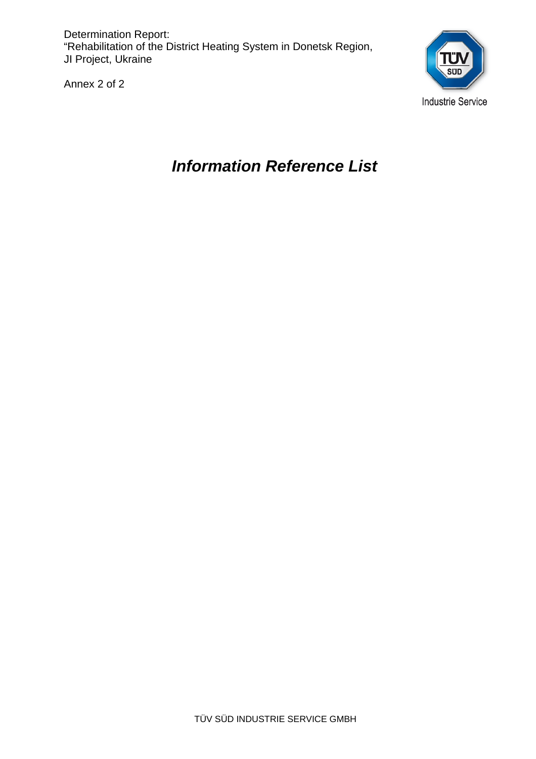Determination Report:
"Rehabilitation of the District Heating System in Donetsk Region, JI Project, Ukraine

Annex 2 of 2

# *Information Reference List*